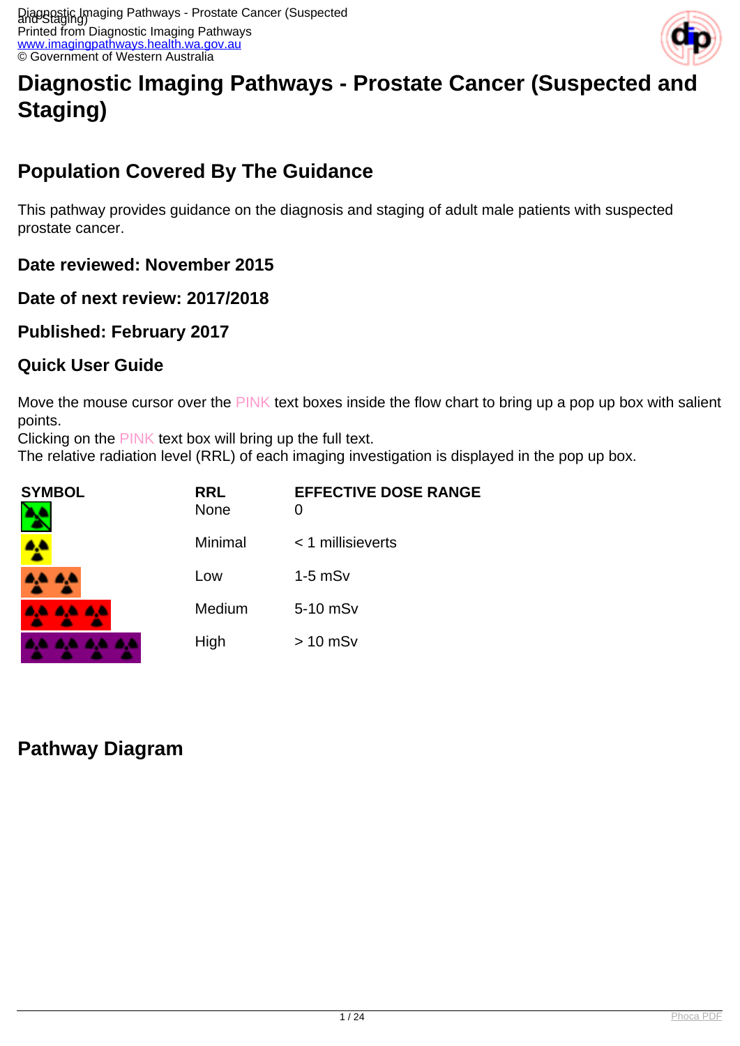# Diagnostic Imaging Pathways - Prostate Cancer (Suspected and Staging)

## Population Covered By The Guidance

This pathway provides guidance on the diagnosis and staging of adult male patients with suspected prostate cancer.

### Date reviewed: November 2015

### Date of next review: 2017/2018

### Published: February 2017

### Quick User Guide

Move the mouse cursor over the PINK text boxes inside the flow chart to bring up a pop up box with salient points.
Clicking on the PINK text box will bring up the full text.
The relative radiation level (RRL) of each imaging investigation is displayed in the pop up box.

| SYMBOL | RRL | EFFECTIVE DOSE RANGE |
|---|---|---|
| | None | 0 |
| | Minimal | < 1 millisieverts |
| | Low | 1-5 mSv |
| | Medium | 5-10 mSv |
| | High | > 10 mSv |

## Pathway Diagram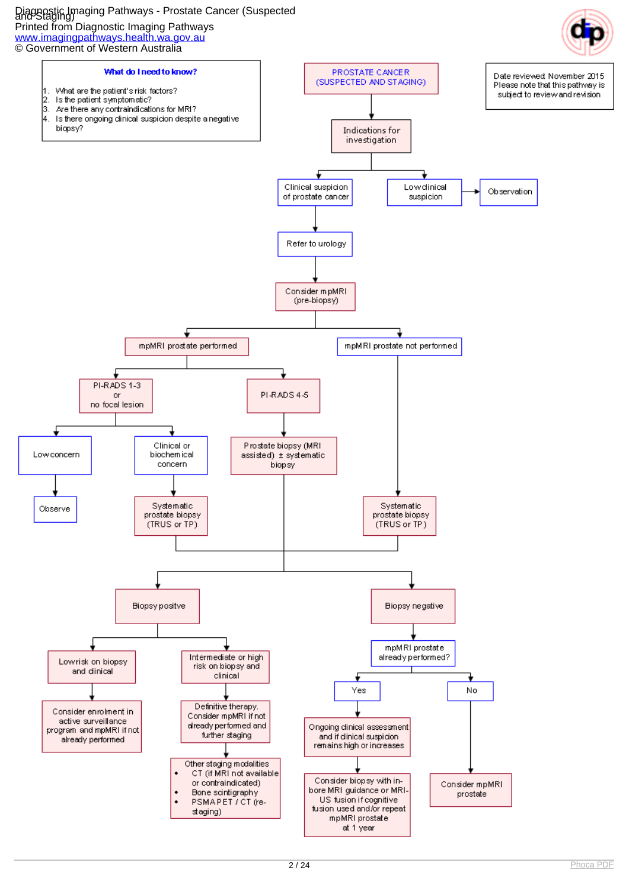**What do I need to know?**

1. What are the patient's risk factors?
2. Is the patient symptomatic?
3. Are there any contraindications for MRI?
4. Is there ongoing clinical suspicion despite a negative biopsy?

Date reviewed: November 2015
Please note that this pathway is subject to review and revision

# PROSTATE CANCER (SUSPECTED AND STAGING)

- Indications for investigation
  - Low clinical suspicion → Observation
  - Clinical suspicion of prostate cancer
    - Refer to urology
      - Consider mpMRI (pre-biopsy)
        - mpMRI prostate performed
          - PI-RADS 1-3 or no focal lesion
            - Low concern → Observe
            - Clinical or biochemical concern → Systematic prostate biopsy (TRUS or TP)
          - PI-RADS 4-5 → Prostate biopsy (MRI assisted) ± systematic biopsy
        - mpMRI prostate not performed → Systematic prostate biopsy (TRUS or TP)

Biopsy results:

- Biopsy positve
  - Low risk on biopsy and clinical → Consider enrolment in active surveillance program and mpMRI if not already performed
  - Intermediate or high risk on biopsy and clinical → Definitive therapy. Consider mpMRI if not already performed and further staging → Other staging modalities
    - CT (if MRI not available or contraindicated)
    - Bone scintigraphy
    - PSMA PET / CT (re-staging)
- Biopsy negative
  - mpMRI prostate already performed?
    - Yes → Ongoing clinical assessment and if clinical suspicion remains high or increases → Consider biopsy with in-bore MRI guidance or MRI-US fusion if cognitive fusion used and/or repeat mpMRI prostate at 1 year
    - No → Consider mpMRI prostate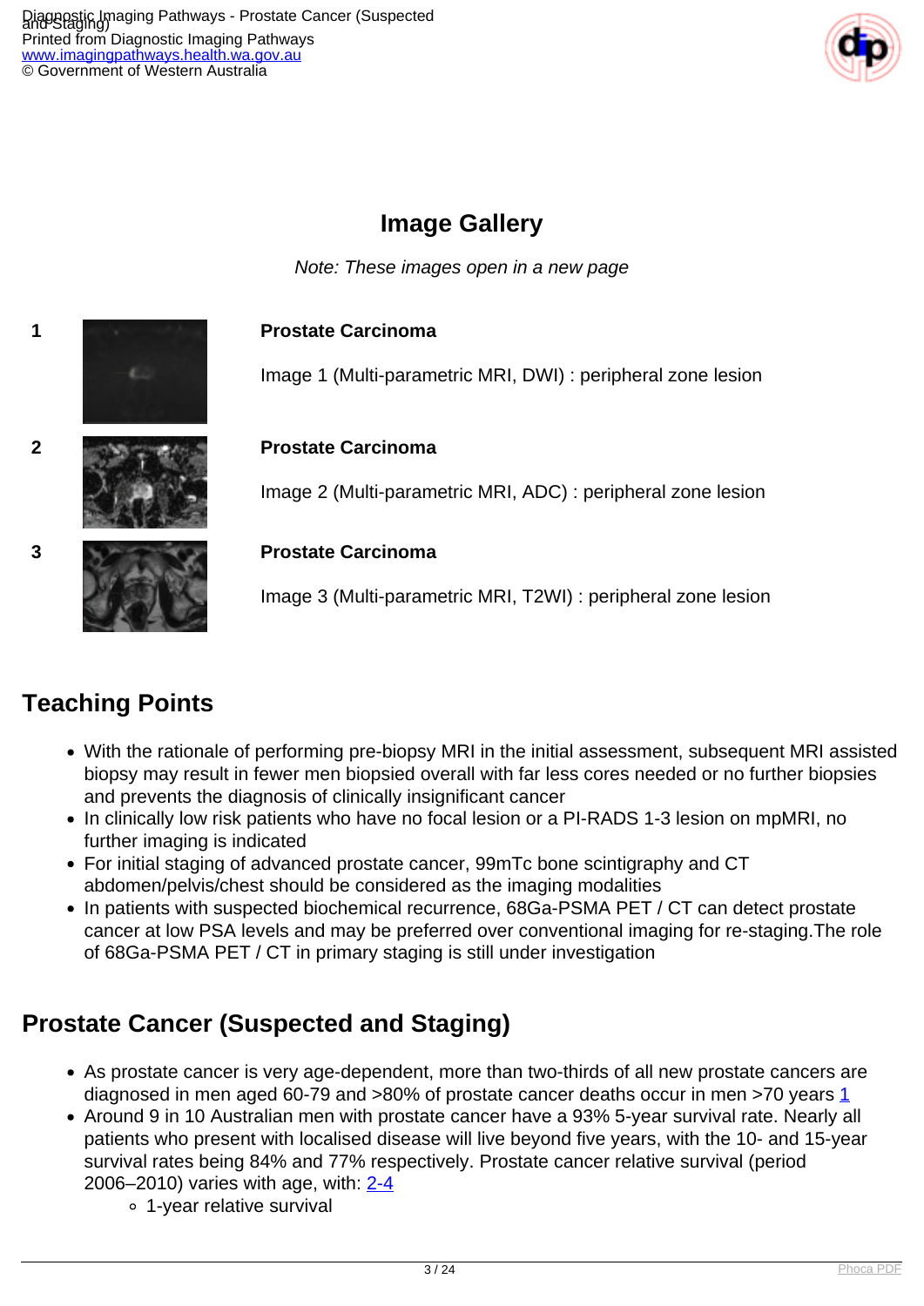## Image Gallery

*Note: These images open in a new page*

1 **Prostate Carcinoma**

Image 1 (Multi-parametric MRI, DWI) : peripheral zone lesion

2 **Prostate Carcinoma**

Image 2 (Multi-parametric MRI, ADC) : peripheral zone lesion

3 **Prostate Carcinoma**

Image 3 (Multi-parametric MRI, T2WI) : peripheral zone lesion

## Teaching Points

- With the rationale of performing pre-biopsy MRI in the initial assessment, subsequent MRI assisted biopsy may result in fewer men biopsied overall with far less cores needed or no further biopsies and prevents the diagnosis of clinically insignificant cancer
- In clinically low risk patients who have no focal lesion or a PI-RADS 1-3 lesion on mpMRI, no further imaging is indicated
- For initial staging of advanced prostate cancer, 99mTc bone scintigraphy and CT abdomen/pelvis/chest should be considered as the imaging modalities
- In patients with suspected biochemical recurrence, 68Ga-PSMA PET / CT can detect prostate cancer at low PSA levels and may be preferred over conventional imaging for re-staging.The role of 68Ga-PSMA PET / CT in primary staging is still under investigation

## Prostate Cancer (Suspected and Staging)

- As prostate cancer is very age-dependent, more than two-thirds of all new prostate cancers are diagnosed in men aged 60-79 and >80% of prostate cancer deaths occur in men >70 years 1
- Around 9 in 10 Australian men with prostate cancer have a 93% 5-year survival rate. Nearly all patients who present with localised disease will live beyond five years, with the 10- and 15-year survival rates being 84% and 77% respectively. Prostate cancer relative survival (period 2006–2010) varies with age, with: 2-4
  - 1-year relative survival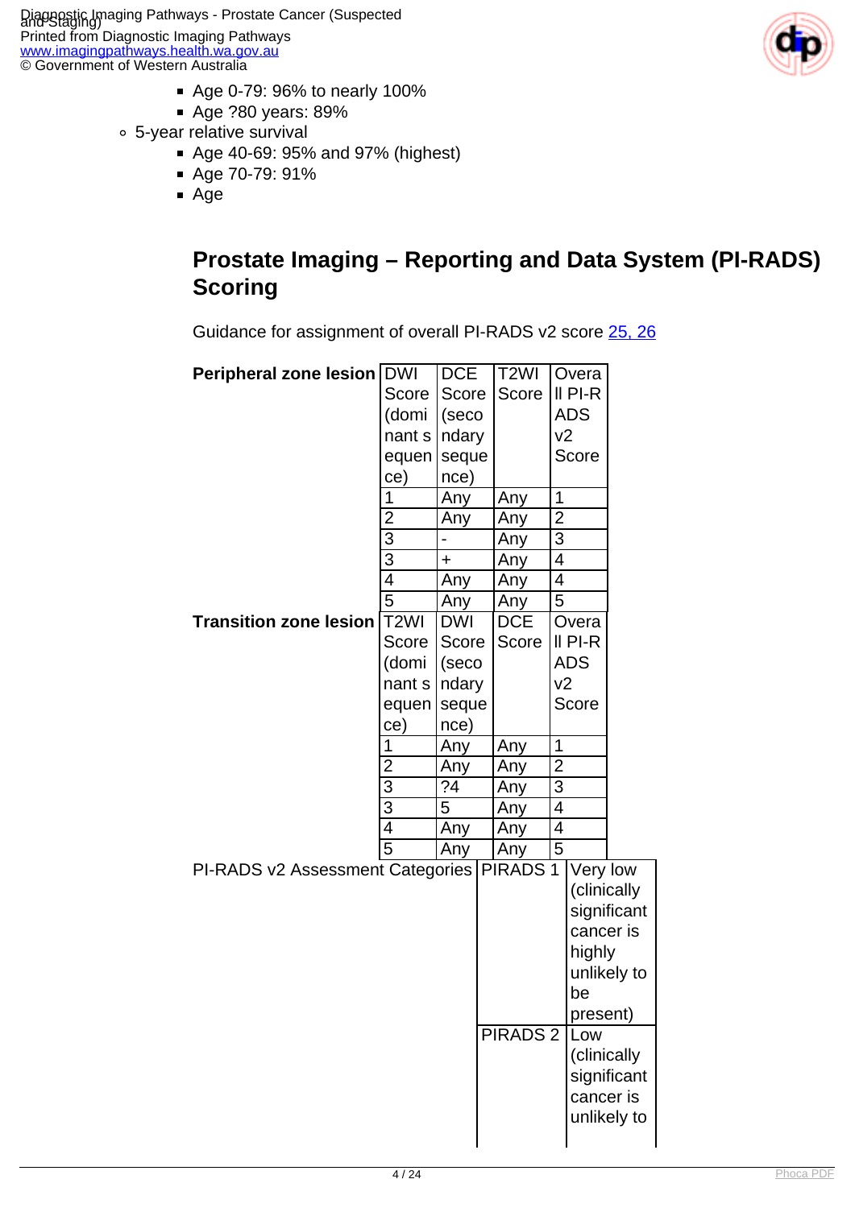- Age 0-79: 96% to nearly 100%
        - Age ?80 years: 89%
    - 5-year relative survival
        - Age 40-69: 95% and 97% (highest)
        - Age 70-79: 91%
        - Age

## Prostate Imaging – Reporting and Data System (PI-RADS) Scoring

Guidance for assignment of overall PI-RADS v2 score [25, 26]

**Peripheral zone lesion**

| DWI Score (dominant sequence) | DCE Score (secondary sequence) | T2WI Score | Overall PI-RADS v2 Score |
|---|---|---|---|
| 1 | Any | Any | 1 |
| 2 | Any | Any | 2 |
| 3 | - | Any | 3 |
| 3 | + | Any | 4 |
| 4 | Any | Any | 4 |
| 5 | Any | Any | 5 |

**Transition zone lesion**

| T2WI Score (dominant sequence) | DWI Score (secondary sequence) | DCE Score | Overall PI-RADS v2 Score |
|---|---|---|---|
| 1 | Any | Any | 1 |
| 2 | Any | Any | 2 |
| 3 | ?4 | Any | 3 |
| 3 | 5 | Any | 4 |
| 4 | Any | Any | 4 |
| 5 | Any | Any | 5 |

PI-RADS v2 Assessment Categories

| | |
|---|---|
| PIRADS 1 | Very low (clinically significant cancer is highly unlikely to be present) |
| PIRADS 2 | Low (clinically significant cancer is unlikely to |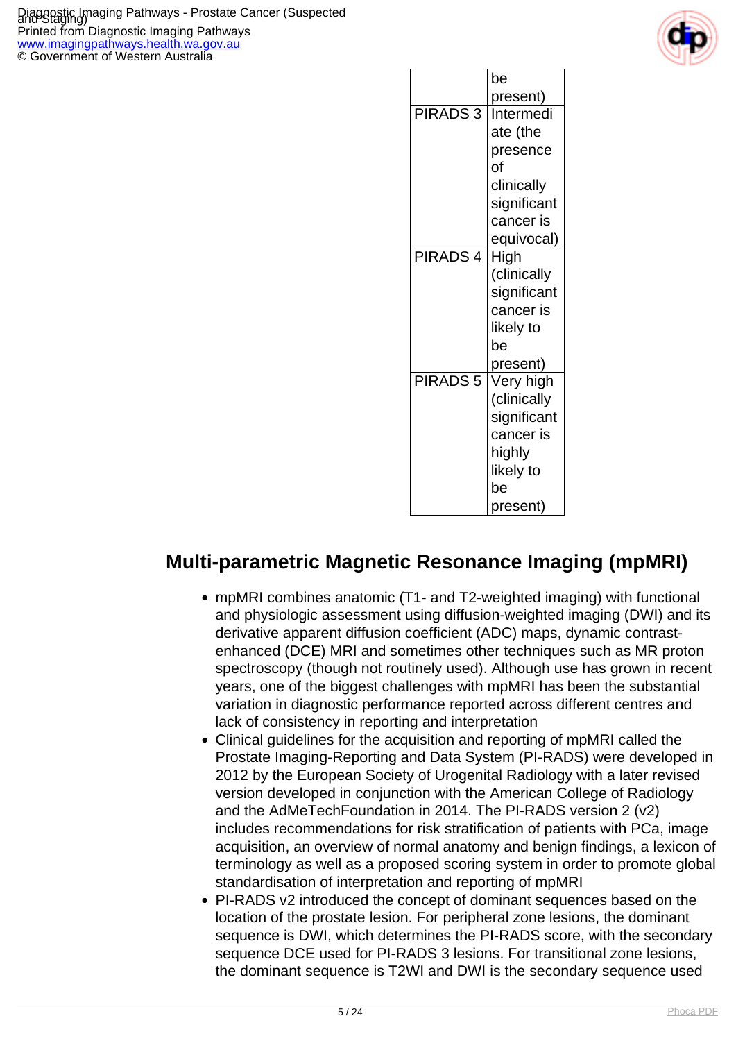| | be present) |
|---|---|
| PIRADS 3 | Intermediate (the presence of clinically significant cancer is equivocal) |
| PIRADS 4 | High (clinically significant cancer is likely to be present) |
| PIRADS 5 | Very high (clinically significant cancer is highly likely to be present) |

## Multi-parametric Magnetic Resonance Imaging (mpMRI)

- mpMRI combines anatomic (T1- and T2-weighted imaging) with functional and physiologic assessment using diffusion-weighted imaging (DWI) and its derivative apparent diffusion coefficient (ADC) maps, dynamic contrast-enhanced (DCE) MRI and sometimes other techniques such as MR proton spectroscopy (though not routinely used). Although use has grown in recent years, one of the biggest challenges with mpMRI has been the substantial variation in diagnostic performance reported across different centres and lack of consistency in reporting and interpretation
- Clinical guidelines for the acquisition and reporting of mpMRI called the Prostate Imaging-Reporting and Data System (PI-RADS) were developed in 2012 by the European Society of Urogenital Radiology with a later revised version developed in conjunction with the American College of Radiology and the AdMeTechFoundation in 2014. The PI-RADS version 2 (v2) includes recommendations for risk stratification of patients with PCa, image acquisition, an overview of normal anatomy and benign findings, a lexicon of terminology as well as a proposed scoring system in order to promote global standardisation of interpretation and reporting of mpMRI
- PI-RADS v2 introduced the concept of dominant sequences based on the location of the prostate lesion. For peripheral zone lesions, the dominant sequence is DWI, which determines the PI-RADS score, with the secondary sequence DCE used for PI-RADS 3 lesions. For transitional zone lesions, the dominant sequence is T2WI and DWI is the secondary sequence used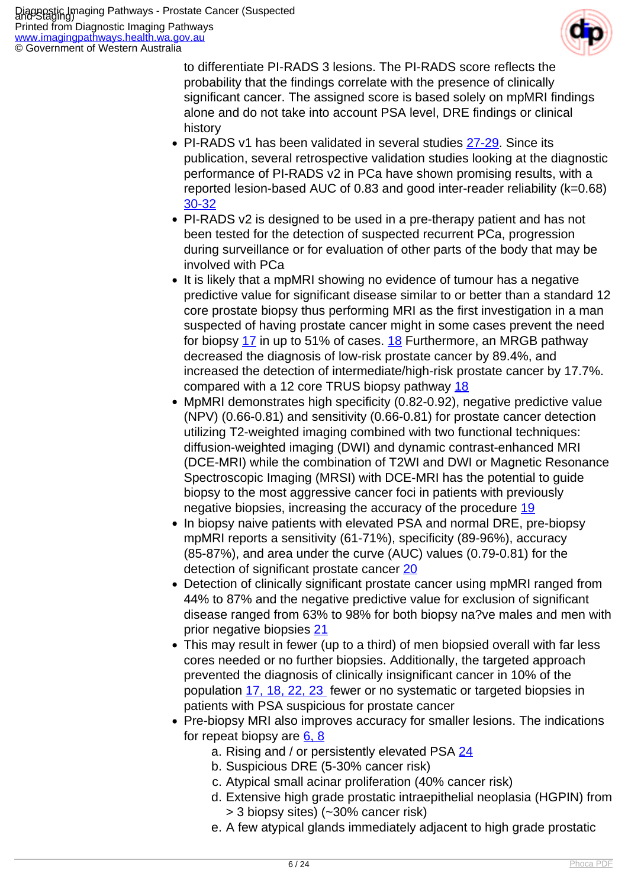to differentiate PI-RADS 3 lesions. The PI-RADS score reflects the probability that the findings correlate with the presence of clinically significant cancer. The assigned score is based solely on mpMRI findings alone and do not take into account PSA level, DRE findings or clinical history

- PI-RADS v1 has been validated in several studies [27-29]. Since its publication, several retrospective validation studies looking at the diagnostic performance of PI-RADS v2 in PCa have shown promising results, with a reported lesion-based AUC of 0.83 and good inter-reader reliability (k=0.68) [30-32]
- PI-RADS v2 is designed to be used in a pre-therapy patient and has not been tested for the detection of suspected recurrent PCa, progression during surveillance or for evaluation of other parts of the body that may be involved with PCa
- It is likely that a mpMRI showing no evidence of tumour has a negative predictive value for significant disease similar to or better than a standard 12 core prostate biopsy thus performing MRI as the first investigation in a man suspected of having prostate cancer might in some cases prevent the need for biopsy [17] in up to 51% of cases. [18] Furthermore, an MRGB pathway decreased the diagnosis of low-risk prostate cancer by 89.4%, and increased the detection of intermediate/high-risk prostate cancer by 17.7%. compared with a 12 core TRUS biopsy pathway [18]
- MpMRI demonstrates high specificity (0.82-0.92), negative predictive value (NPV) (0.66-0.81) and sensitivity (0.66-0.81) for prostate cancer detection utilizing T2-weighted imaging combined with two functional techniques: diffusion-weighted imaging (DWI) and dynamic contrast-enhanced MRI (DCE-MRI) while the combination of T2WI and DWI or Magnetic Resonance Spectroscopic Imaging (MRSI) with DCE-MRI has the potential to guide biopsy to the most aggressive cancer foci in patients with previously negative biopsies, increasing the accuracy of the procedure [19]
- In biopsy naive patients with elevated PSA and normal DRE, pre-biopsy mpMRI reports a sensitivity (61-71%), specificity (89-96%), accuracy (85-87%), and area under the curve (AUC) values (0.79-0.81) for the detection of significant prostate cancer [20]
- Detection of clinically significant prostate cancer using mpMRI ranged from 44% to 87% and the negative predictive value for exclusion of significant disease ranged from 63% to 98% for both biopsy na?ve males and men with prior negative biopsies [21]
- This may result in fewer (up to a third) of men biopsied overall with far less cores needed or no further biopsies. Additionally, the targeted approach prevented the diagnosis of clinically insignificant cancer in 10% of the population [17, 18, 22, 23] fewer or no systematic or targeted biopsies in patients with PSA suspicious for prostate cancer
- Pre-biopsy MRI also improves accuracy for smaller lesions. The indications for repeat biopsy are [6, 8]
    a. Rising and / or persistently elevated PSA [24]
    b. Suspicious DRE (5-30% cancer risk)
    c. Atypical small acinar proliferation (40% cancer risk)
    d. Extensive high grade prostatic intraepithelial neoplasia (HGPIN) from > 3 biopsy sites) (~30% cancer risk)
    e. A few atypical glands immediately adjacent to high grade prostatic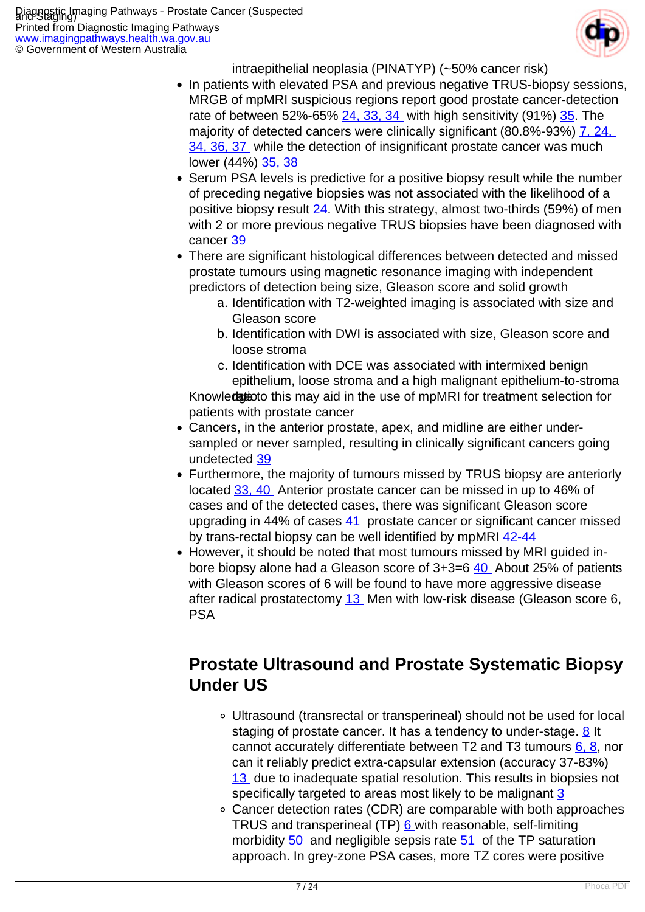intraepithelial neoplasia (PINATYP) (~50% cancer risk)

- In patients with elevated PSA and previous negative TRUS-biopsy sessions, MRGB of mpMRI suspicious regions report good prostate cancer-detection rate of between 52%-65% 24, 33, 34 with high sensitivity (91%) 35. The majority of detected cancers were clinically significant (80.8%-93%) 7, 24, 34, 36, 37 while the detection of insignificant prostate cancer was much lower (44%) 35, 38
- Serum PSA levels is predictive for a positive biopsy result while the number of preceding negative biopsies was not associated with the likelihood of a positive biopsy result 24. With this strategy, almost two-thirds (59%) of men with 2 or more previous negative TRUS biopsies have been diagnosed with cancer 39
- There are significant histological differences between detected and missed prostate tumours using magnetic resonance imaging with independent predictors of detection being size, Gleason score and solid growth
    a. Identification with T2-weighted imaging is associated with size and Gleason score
    b. Identification with DWI is associated with size, Gleason score and loose stroma
    c. Identification with DCE was associated with intermixed benign epithelium, loose stroma and a high malignant epithelium-to-stroma ratio

  Knowledge of this may aid in the use of mpMRI for treatment selection for patients with prostate cancer
- Cancers, in the anterior prostate, apex, and midline are either under-sampled or never sampled, resulting in clinically significant cancers going undetected 39
- Furthermore, the majority of tumours missed by TRUS biopsy are anteriorly located 33, 40 Anterior prostate cancer can be missed in up to 46% of cases and of the detected cases, there was significant Gleason score upgrading in 44% of cases 41 prostate cancer or significant cancer missed by trans-rectal biopsy can be well identified by mpMRI 42-44
- However, it should be noted that most tumours missed by MRI guided in-bore biopsy alone had a Gleason score of 3+3=6 40 About 25% of patients with Gleason scores of 6 will be found to have more aggressive disease after radical prostatectomy 13 Men with low-risk disease (Gleason score 6, PSA

## Prostate Ultrasound and Prostate Systematic Biopsy Under US

- Ultrasound (transrectal or transperineal) should not be used for local staging of prostate cancer. It has a tendency to under-stage. 8 It cannot accurately differentiate between T2 and T3 tumours 6, 8, nor can it reliably predict extra-capsular extension (accuracy 37-83%) 13 due to inadequate spatial resolution. This results in biopsies not specifically targeted to areas most likely to be malignant 3
- Cancer detection rates (CDR) are comparable with both approaches TRUS and transperineal (TP) 6 with reasonable, self-limiting morbidity 50 and negligible sepsis rate 51 of the TP saturation approach. In grey-zone PSA cases, more TZ cores were positive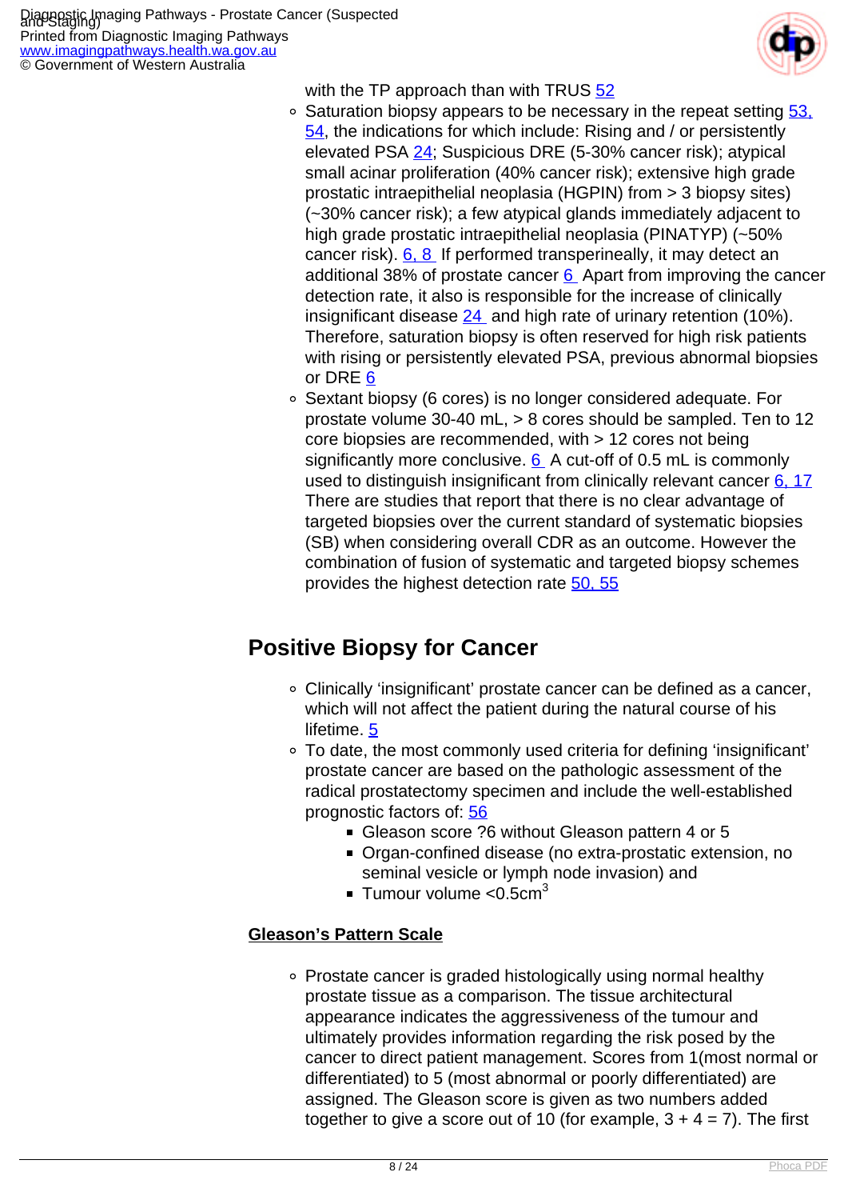with the TP approach than with TRUS 52

- Saturation biopsy appears to be necessary in the repeat setting 53, 54, the indications for which include: Rising and / or persistently elevated PSA 24; Suspicious DRE (5-30% cancer risk); atypical small acinar proliferation (40% cancer risk); extensive high grade prostatic intraepithelial neoplasia (HGPIN) from > 3 biopsy sites) (~30% cancer risk); a few atypical glands immediately adjacent to high grade prostatic intraepithelial neoplasia (PINATYP) (~50% cancer risk). 6, 8 If performed transperineally, it may detect an additional 38% of prostate cancer 6 Apart from improving the cancer detection rate, it also is responsible for the increase of clinically insignificant disease 24 and high rate of urinary retention (10%). Therefore, saturation biopsy is often reserved for high risk patients with rising or persistently elevated PSA, previous abnormal biopsies or DRE 6
- Sextant biopsy (6 cores) is no longer considered adequate. For prostate volume 30-40 mL, > 8 cores should be sampled. Ten to 12 core biopsies are recommended, with > 12 cores not being significantly more conclusive. 6 A cut-off of 0.5 mL is commonly used to distinguish insignificant from clinically relevant cancer 6, 17 There are studies that report that there is no clear advantage of targeted biopsies over the current standard of systematic biopsies (SB) when considering overall CDR as an outcome. However the combination of fusion of systematic and targeted biopsy schemes provides the highest detection rate 50, 55

## Positive Biopsy for Cancer

- Clinically 'insignificant' prostate cancer can be defined as a cancer, which will not affect the patient during the natural course of his lifetime. 5
- To date, the most commonly used criteria for defining 'insignificant' prostate cancer are based on the pathologic assessment of the radical prostatectomy specimen and include the well-established prognostic factors of: 56
  - Gleason score ?6 without Gleason pattern 4 or 5
  - Organ-confined disease (no extra-prostatic extension, no seminal vesicle or lymph node invasion) and
  - Tumour volume <0.5cm$^3$

**Gleason's Pattern Scale**

- Prostate cancer is graded histologically using normal healthy prostate tissue as a comparison. The tissue architectural appearance indicates the aggressiveness of the tumour and ultimately provides information regarding the risk posed by the cancer to direct patient management. Scores from 1(most normal or differentiated) to 5 (most abnormal or poorly differentiated) are assigned. The Gleason score is given as two numbers added together to give a score out of 10 (for example, 3 + 4 = 7). The first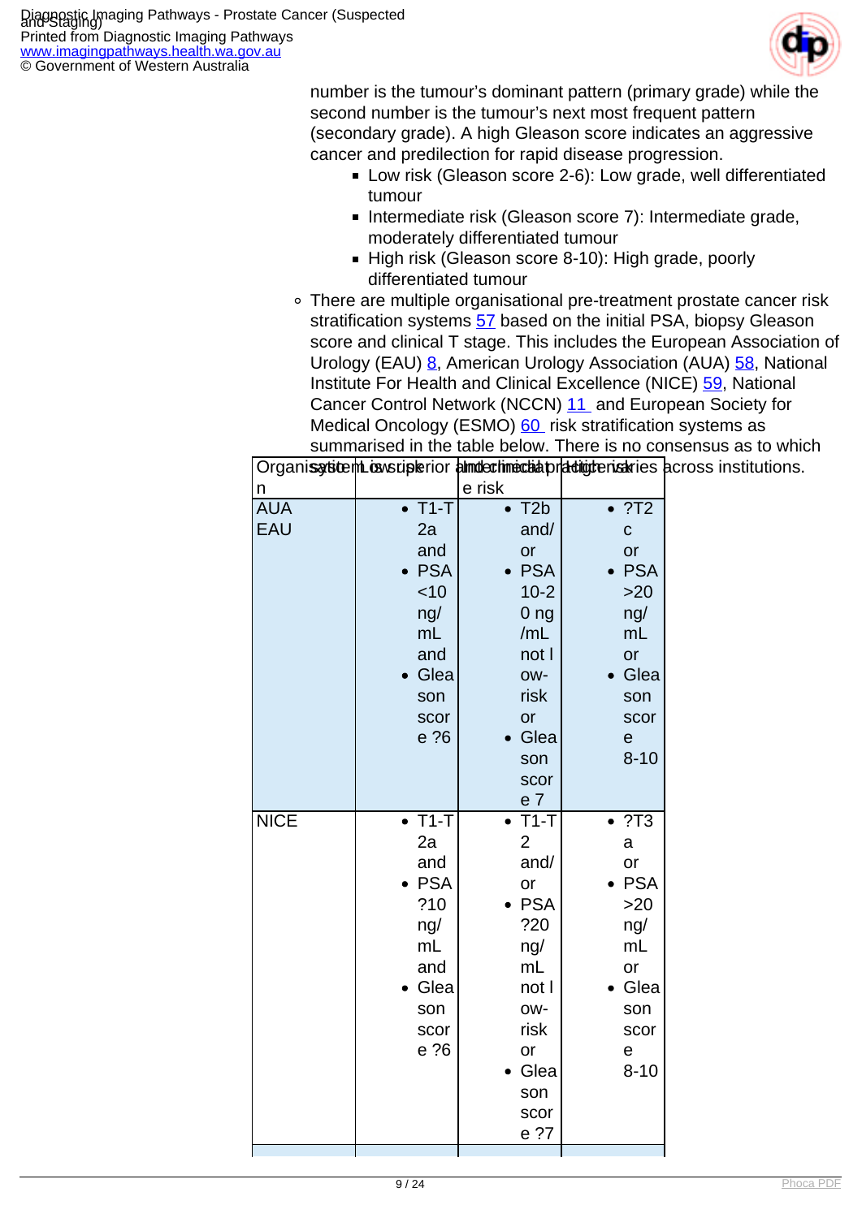number is the tumour's dominant pattern (primary grade) while the second number is the tumour's next most frequent pattern (secondary grade). A high Gleason score indicates an aggressive cancer and predilection for rapid disease progression.
  - Low risk (Gleason score 2-6): Low grade, well differentiated tumour
  - Intermediate risk (Gleason score 7): Intermediate grade, moderately differentiated tumour
  - High risk (Gleason score 8-10): High grade, poorly differentiated tumour
- There are multiple organisational pre-treatment prostate cancer risk stratification systems 57 based on the initial PSA, biopsy Gleason score and clinical T stage. This includes the European Association of Urology (EAU) 8, American Urology Association (AUA) 58, National Institute For Health and Clinical Excellence (NICE) 59, National Cancer Control Network (NCCN) 11 and European Society for Medical Oncology (ESMO) 60 risk stratification systems as summarised in the table below. There is no consensus as to which system is superior and clinical practice varies across institutions.

| Organisation | Low risk | Intermediate risk | High risk |
|---|---|---|---|
| AUA<br>EAU | • T1-T2a and<br>• PSA <10 ng/mL and<br>• Gleason score ?6 | • T2b and/or<br>• PSA 10-20 ng/mL not low-risk or<br>• Gleason score 7 | • ?T2c or<br>• PSA >20 ng/mL or<br>• Gleason score 8-10 |
| NICE | • T1-T2a and<br>• PSA ?10 ng/mL and<br>• Gleason score ?6 | • T1-T2 and/or<br>• PSA ?20 ng/mL not low-risk or<br>• Gleason score ?7 | • ?T3a or<br>• PSA >20 ng/mL or<br>• Gleason score 8-10 |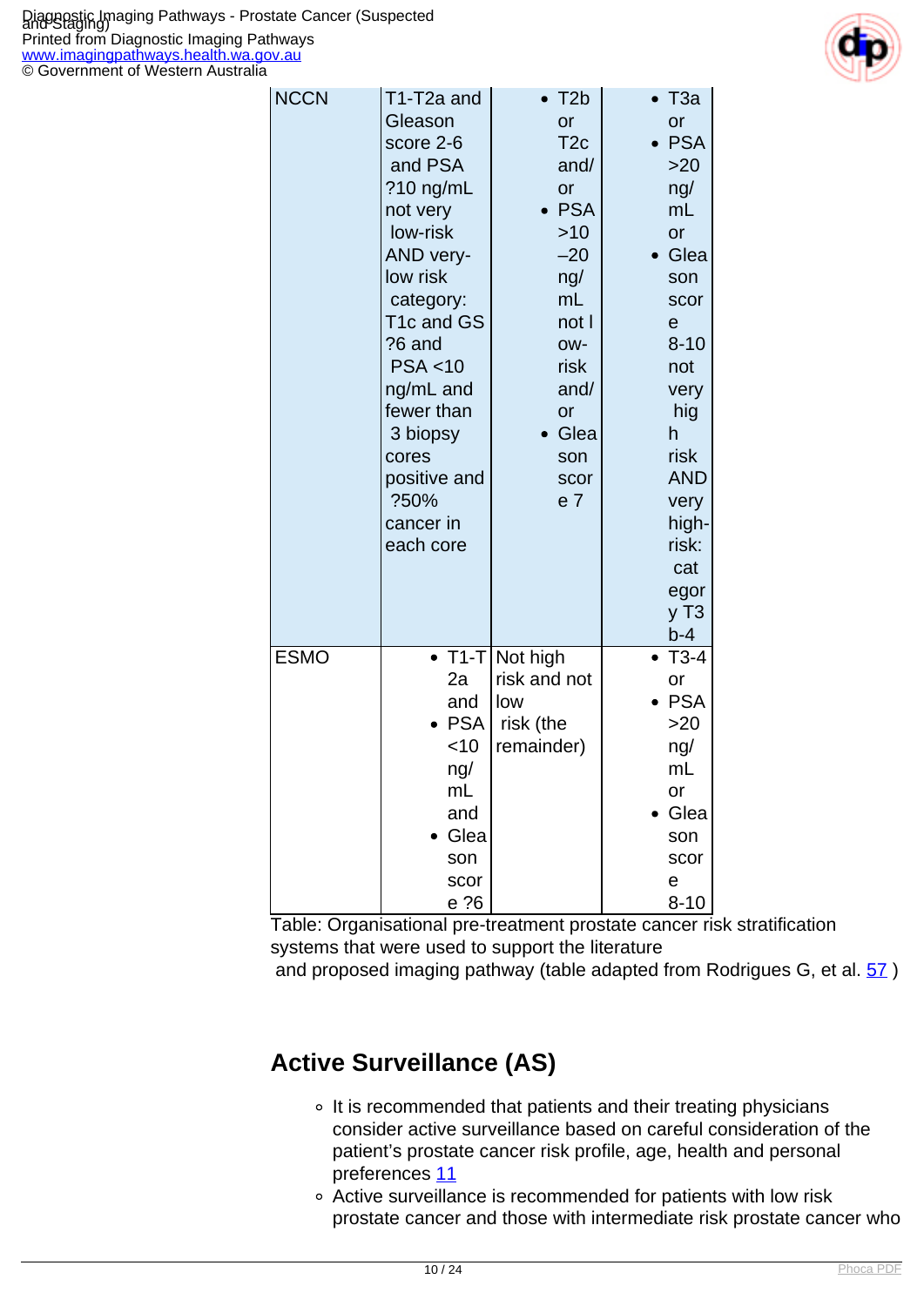| NCCN | T1-T2a and Gleason score 2-6 and PSA ?10 ng/mL not very low-risk AND very-low risk category: T1c and GS ?6 and PSA <10 ng/mL and fewer than 3 biopsy cores positive and ?50% cancer in each core | • T2b or T2c and/or • PSA >10–20 ng/mL not low-risk and/or • Gleason score 7 | • T3a or • PSA >20 ng/mL or • Gleason score 8-10 not very high risk AND very high-risk: category T3b-4 |
|---|---|---|---|
| ESMO | • T1-T2a and • PSA <10 ng/mL and • Gleason score ?6 | Not high risk and not low risk (the remainder) | • T3-4 or • PSA >20 ng/mL or • Gleason score 8-10 |

Table: Organisational pre-treatment prostate cancer risk stratification systems that were used to support the literature and proposed imaging pathway (table adapted from Rodrigues G, et al. 57 )

## Active Surveillance (AS)

- It is recommended that patients and their treating physicians consider active surveillance based on careful consideration of the patient's prostate cancer risk profile, age, health and personal preferences 11
- Active surveillance is recommended for patients with low risk prostate cancer and those with intermediate risk prostate cancer who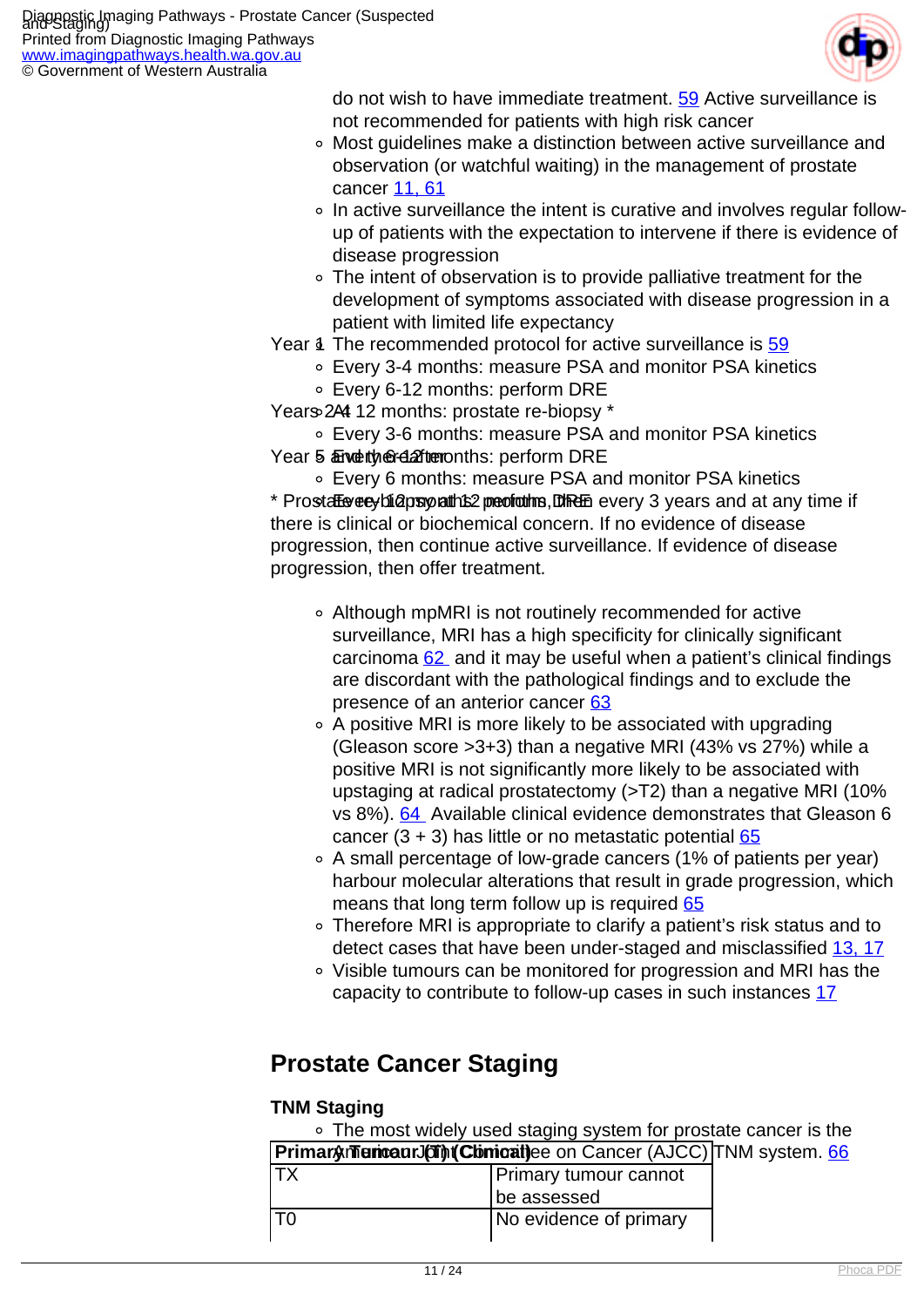do not wish to have immediate treatment. 59 Active surveillance is not recommended for patients with high risk cancer
  - Most guidelines make a distinction between active surveillance and observation (or watchful waiting) in the management of prostate cancer 11, 61
  - In active surveillance the intent is curative and involves regular follow-up of patients with the expectation to intervene if there is evidence of disease progression
  - The intent of observation is to provide palliative treatment for the development of symptoms associated with disease progression in a patient with limited life expectancy
  - The recommended protocol for active surveillance is 59

| | |
|---|---|
| Year 1 | Every 3-4 months: measure PSA and monitor PSA kinetics<br>Every 6-12 months: perform DRE<br>At 12 months: prostate re-biopsy * |
| Years 2-4 | Every 3-6 months: measure PSA and monitor PSA kinetics<br>Every 6-12 months: perform DRE |
| Year 5 and thereafter | Every 6 months: measure PSA and monitor PSA kinetics<br>Every 12 months, perform DRE |

* Prostate re-biopsy at 12 months, then every 3 years and at any time if there is clinical or biochemical concern. If no evidence of disease progression, then continue active surveillance. If evidence of disease progression, then offer treatment.

  - Although mpMRI is not routinely recommended for active surveillance, MRI has a high specificity for clinically significant carcinoma 62 and it may be useful when a patient's clinical findings are discordant with the pathological findings and to exclude the presence of an anterior cancer 63
  - A positive MRI is more likely to be associated with upgrading (Gleason score >3+3) than a negative MRI (43% vs 27%) while a positive MRI is not significantly more likely to be associated with upstaging at radical prostatectomy (>T2) than a negative MRI (10% vs 8%). 64 Available clinical evidence demonstrates that Gleason 6 cancer (3 + 3) has little or no metastatic potential 65
  - A small percentage of low-grade cancers (1% of patients per year) harbour molecular alterations that result in grade progression, which means that long term follow up is required 65
  - Therefore MRI is appropriate to clarify a patient's risk status and to detect cases that have been under-staged and misclassified 13, 17
  - Visible tumours can be monitored for progression and MRI has the capacity to contribute to follow-up cases in such instances 17

## Prostate Cancer Staging

### TNM Staging

  - The most widely used staging system for prostate cancer is the American Joint Committee on Cancer (AJCC) TNM system. 66

| **Primary Tumour (T) (Clinical)** | |
|---|---|
| TX | Primary tumour cannot be assessed |
| T0 | No evidence of primary |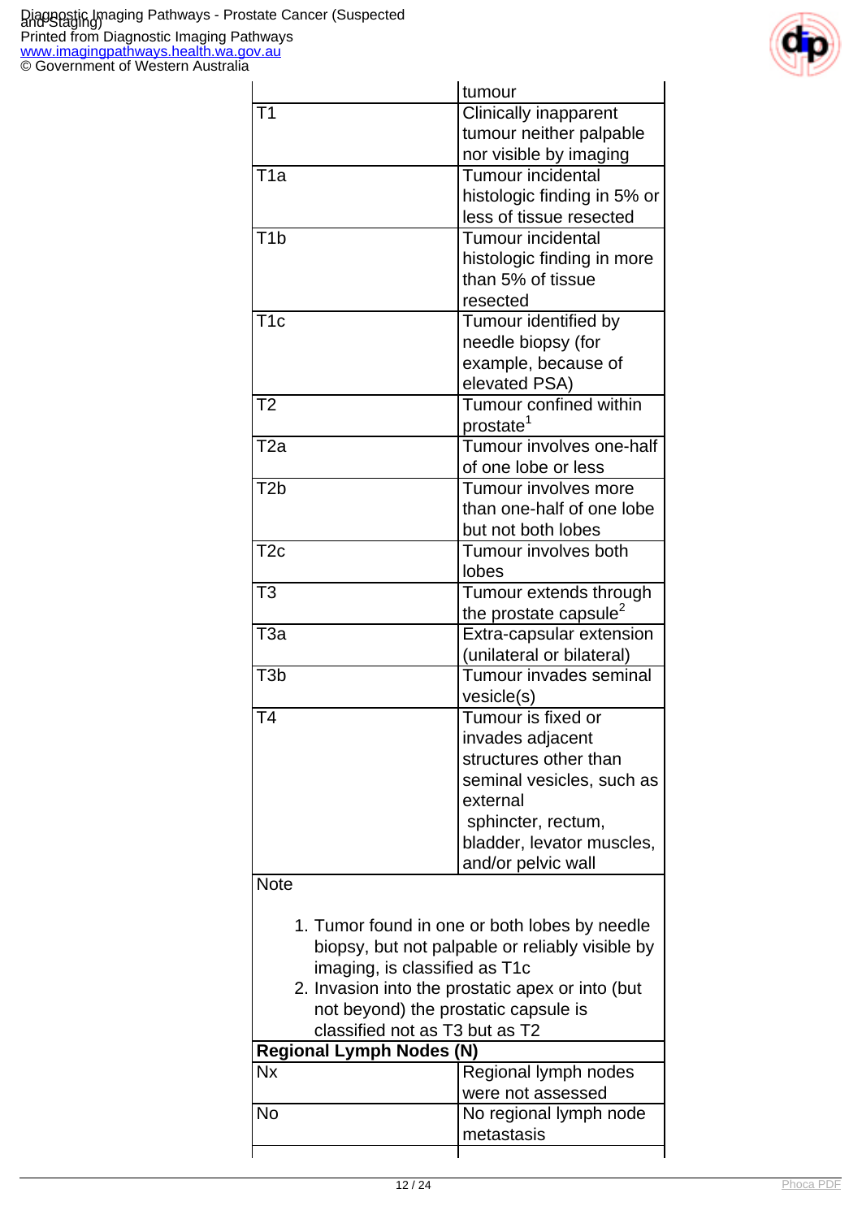| | tumour |
|---|---|
| T1 | Clinically inapparent tumour neither palpable nor visible by imaging |
| T1a | Tumour incidental histologic finding in 5% or less of tissue resected |
| T1b | Tumour incidental histologic finding in more than 5% of tissue resected |
| T1c | Tumour identified by needle biopsy (for example, because of elevated PSA) |
| T2 | Tumour confined within prostate[1] |
| T2a | Tumour involves one-half of one lobe or less |
| T2b | Tumour involves more than one-half of one lobe but not both lobes |
| T2c | Tumour involves both lobes |
| T3 | Tumour extends through the prostate capsule[2] |
| T3a | Extra-capsular extension (unilateral or bilateral) |
| T3b | Tumour invades seminal vesicle(s) |
| T4 | Tumour is fixed or invades adjacent structures other than seminal vesicles, such as external sphincter, rectum, bladder, levator muscles, and/or pelvic wall |
| Note<br><br>1. Tumor found in one or both lobes by needle biopsy, but not palpable or reliably visible by imaging, is classified as T1c<br>2. Invasion into the prostatic apex or into (but not beyond) the prostatic capsule is classified not as T3 but as T2 | |
| **Regional Lymph Nodes (N)** | |
| Nx | Regional lymph nodes were not assessed |
| No | No regional lymph node metastasis |
| | |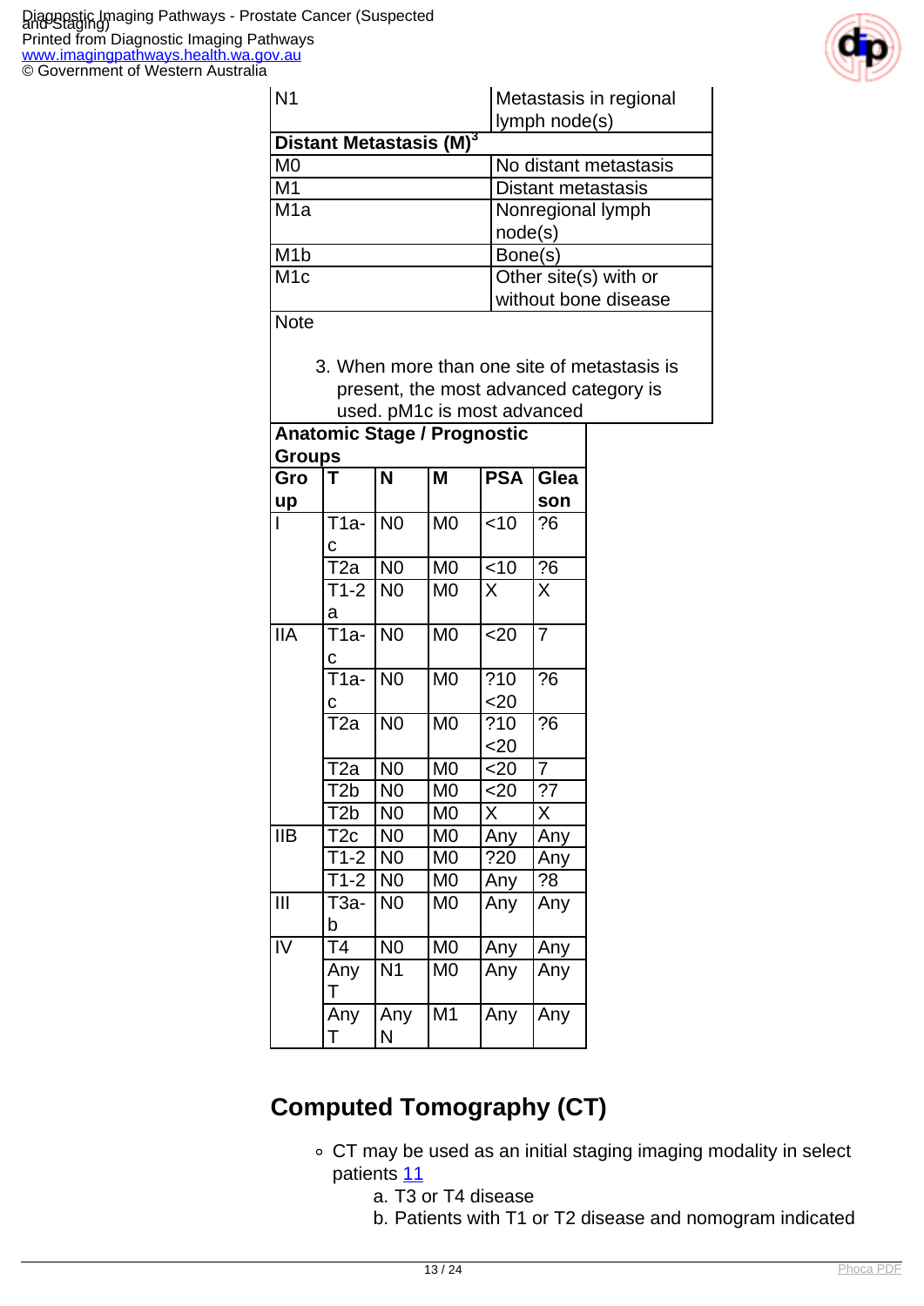| | |
|---|---|
| N1 | Metastasis in regional lymph node(s) |
| **Distant Metastasis (M)**[3] | |
| M0 | No distant metastasis |
| M1 | Distant metastasis |
| M1a | Nonregional lymph node(s) |
| M1b | Bone(s) |
| M1c | Other site(s) with or without bone disease |
| Note<br><br>3. When more than one site of metastasis is present, the most advanced category is used. pM1c is most advanced | |

**Anatomic Stage / Prognostic Groups**

| Group | T | N | M | PSA | Gleason |
|---|---|---|---|---|---|
| I | T1a-c | N0 | M0 | <10 | ?6 |
| | T2a | N0 | M0 | <10 | ?6 |
| | T1-2a | N0 | M0 | X | X |
| IIA | T1a-c | N0 | M0 | <20 | 7 |
| | T1a-c | N0 | M0 | ?10 <20 | ?6 |
| | T2a | N0 | M0 | ?10 <20 | ?6 |
| | T2a | N0 | M0 | <20 | 7 |
| | T2b | N0 | M0 | <20 | ?7 |
| | T2b | N0 | M0 | X | X |
| IIB | T2c | N0 | M0 | Any | Any |
| | T1-2 | N0 | M0 | ?20 | Any |
| | T1-2 | N0 | M0 | Any | ?8 |
| III | T3a-b | N0 | M0 | Any | Any |
| IV | T4 | N0 | M0 | Any | Any |
| | Any T | N1 | M0 | Any | Any |
| | Any T | Any N | M1 | Any | Any |

## Computed Tomography (CT)

- CT may be used as an initial staging imaging modality in select patients 11
    a. T3 or T4 disease
    b. Patients with T1 or T2 disease and nomogram indicated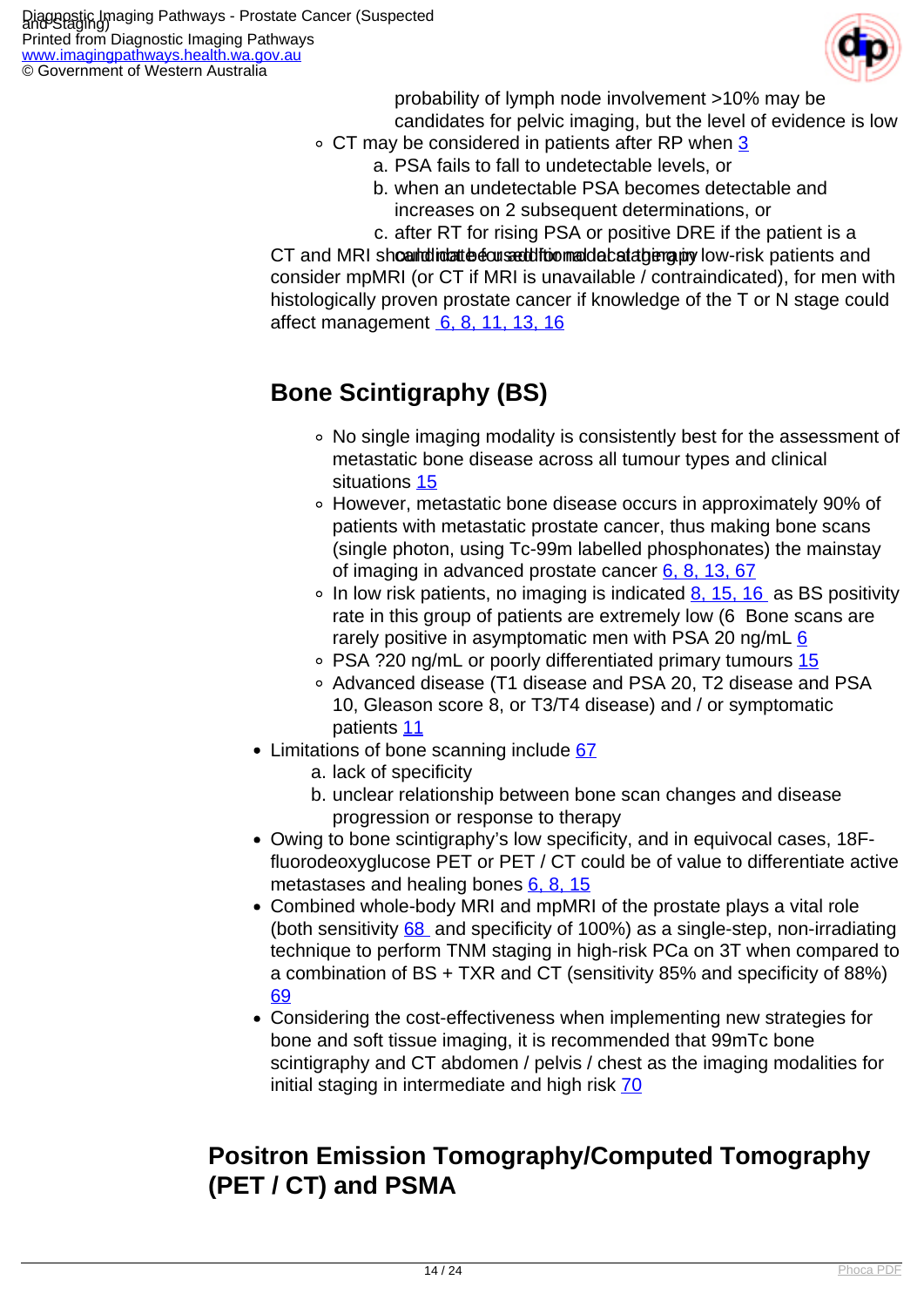probability of lymph node involvement >10% may be candidates for pelvic imaging, but the level of evidence is low

- CT may be considered in patients after RP when 3
  a. PSA fails to fall to undetectable levels, or
  b. when an undetectable PSA becomes detectable and increases on 2 subsequent determinations, or
  c. after RT for rising PSA or positive DRE if the patient is a candidate for additional local therapy

CT and MRI should not be used for nodal staging in low-risk patients and consider mpMRI (or CT if MRI is unavailable / contraindicated), for men with histologically proven prostate cancer if knowledge of the T or N stage could affect management 6, 8, 11, 13, 16

## Bone Scintigraphy (BS)

- No single imaging modality is consistently best for the assessment of metastatic bone disease across all tumour types and clinical situations 15
- However, metastatic bone disease occurs in approximately 90% of patients with metastatic prostate cancer, thus making bone scans (single photon, using Tc-99m labelled phosphonates) the mainstay of imaging in advanced prostate cancer 6, 8, 13, 67
- In low risk patients, no imaging is indicated 8, 15, 16 as BS positivity rate in this group of patients are extremely low (6 Bone scans are rarely positive in asymptomatic men with PSA 20 ng/mL 6
- PSA ?20 ng/mL or poorly differentiated primary tumours 15
- Advanced disease (T1 disease and PSA 20, T2 disease and PSA 10, Gleason score 8, or T3/T4 disease) and / or symptomatic patients 11

- Limitations of bone scanning include 67
  a. lack of specificity
  b. unclear relationship between bone scan changes and disease progression or response to therapy
- Owing to bone scintigraphy's low specificity, and in equivocal cases, 18F-fluorodeoxyglucose PET or PET / CT could be of value to differentiate active metastases and healing bones 6, 8, 15
- Combined whole-body MRI and mpMRI of the prostate plays a vital role (both sensitivity 68 and specificity of 100%) as a single-step, non-irradiating technique to perform TNM staging in high-risk PCa on 3T when compared to a combination of BS + TXR and CT (sensitivity 85% and specificity of 88%) 69
- Considering the cost-effectiveness when implementing new strategies for bone and soft tissue imaging, it is recommended that 99mTc bone scintigraphy and CT abdomen / pelvis / chest as the imaging modalities for initial staging in intermediate and high risk 70

## Positron Emission Tomography/Computed Tomography (PET / CT) and PSMA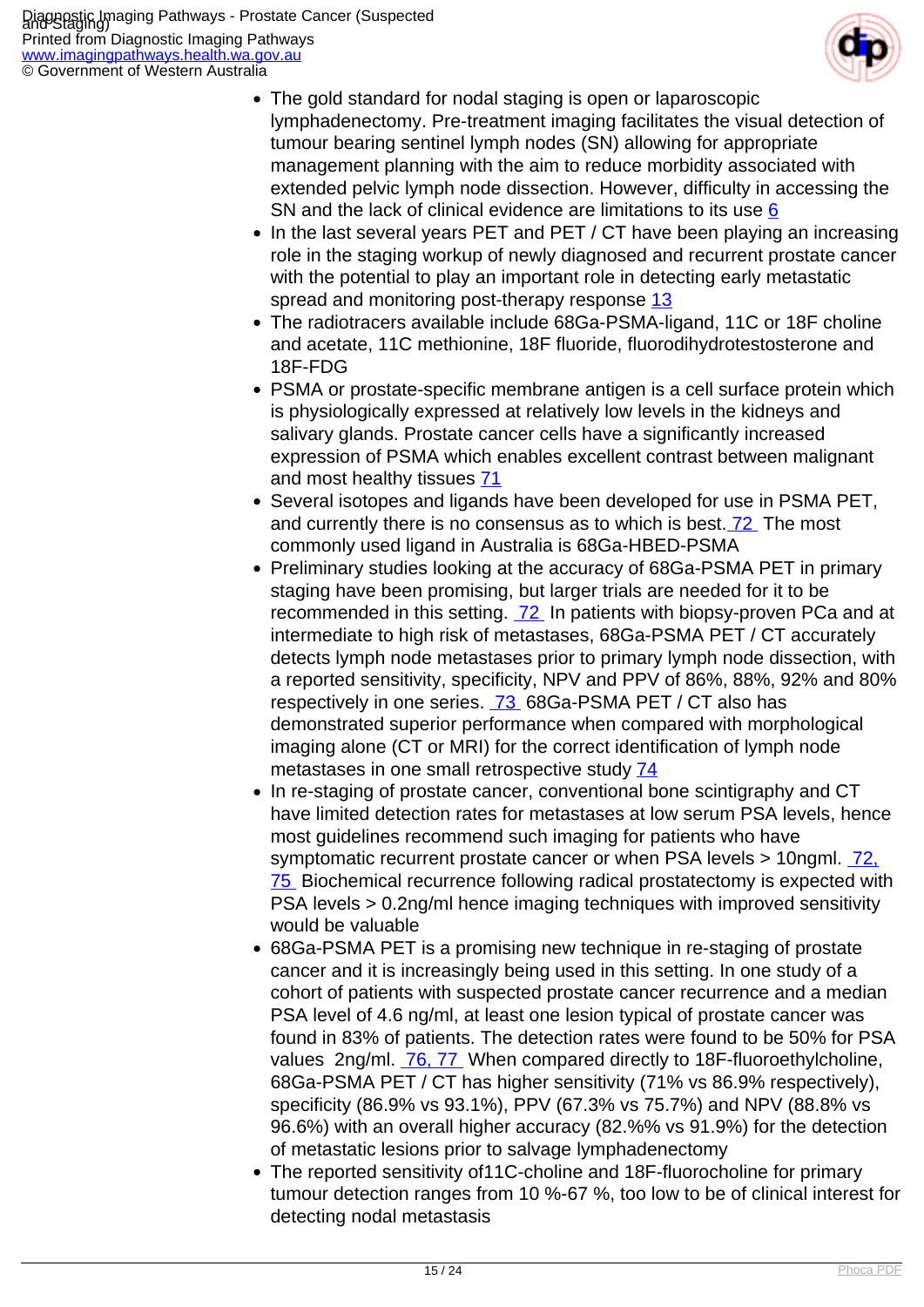- The gold standard for nodal staging is open or laparoscopic lymphadenectomy. Pre-treatment imaging facilitates the visual detection of tumour bearing sentinel lymph nodes (SN) allowing for appropriate management planning with the aim to reduce morbidity associated with extended pelvic lymph node dissection. However, difficulty in accessing the SN and the lack of clinical evidence are limitations to its use [6]
- In the last several years PET and PET / CT have been playing an increasing role in the staging workup of newly diagnosed and recurrent prostate cancer with the potential to play an important role in detecting early metastatic spread and monitoring post-therapy response [13]
- The radiotracers available include 68Ga-PSMA-ligand, 11C or 18F choline and acetate, 11C methionine, 18F fluoride, fluorodihydrotestosterone and 18F-FDG
- PSMA or prostate-specific membrane antigen is a cell surface protein which is physiologically expressed at relatively low levels in the kidneys and salivary glands. Prostate cancer cells have a significantly increased expression of PSMA which enables excellent contrast between malignant and most healthy tissues [71]
- Several isotopes and ligands have been developed for use in PSMA PET, and currently there is no consensus as to which is best. [72] The most commonly used ligand in Australia is 68Ga-HBED-PSMA
- Preliminary studies looking at the accuracy of 68Ga-PSMA PET in primary staging have been promising, but larger trials are needed for it to be recommended in this setting. [72] In patients with biopsy-proven PCa and at intermediate to high risk of metastases, 68Ga-PSMA PET / CT accurately detects lymph node metastases prior to primary lymph node dissection, with a reported sensitivity, specificity, NPV and PPV of 86%, 88%, 92% and 80% respectively in one series. [73] 68Ga-PSMA PET / CT also has demonstrated superior performance when compared with morphological imaging alone (CT or MRI) for the correct identification of lymph node metastases in one small retrospective study [74]
- In re-staging of prostate cancer, conventional bone scintigraphy and CT have limited detection rates for metastases at low serum PSA levels, hence most guidelines recommend such imaging for patients who have symptomatic recurrent prostate cancer or when PSA levels > 10ngml. [72, 75] Biochemical recurrence following radical prostatectomy is expected with PSA levels > 0.2ng/ml hence imaging techniques with improved sensitivity would be valuable
- 68Ga-PSMA PET is a promising new technique in re-staging of prostate cancer and it is increasingly being used in this setting. In one study of a cohort of patients with suspected prostate cancer recurrence and a median PSA level of 4.6 ng/ml, at least one lesion typical of prostate cancer was found in 83% of patients. The detection rates were found to be 50% for PSA values  2ng/ml. [76, 77] When compared directly to 18F-fluoroethylcholine, 68Ga-PSMA PET / CT has higher sensitivity (71% vs 86.9% respectively), specificity (86.9% vs 93.1%), PPV (67.3% vs 75.7%) and NPV (88.8% vs 96.6%) with an overall higher accuracy (82.% vs 91.9%) for the detection of metastatic lesions prior to salvage lymphadenectomy
- The reported sensitivity of11C-choline and 18F-fluorocholine for primary tumour detection ranges from 10 %-67 %, too low to be of clinical interest for detecting nodal metastasis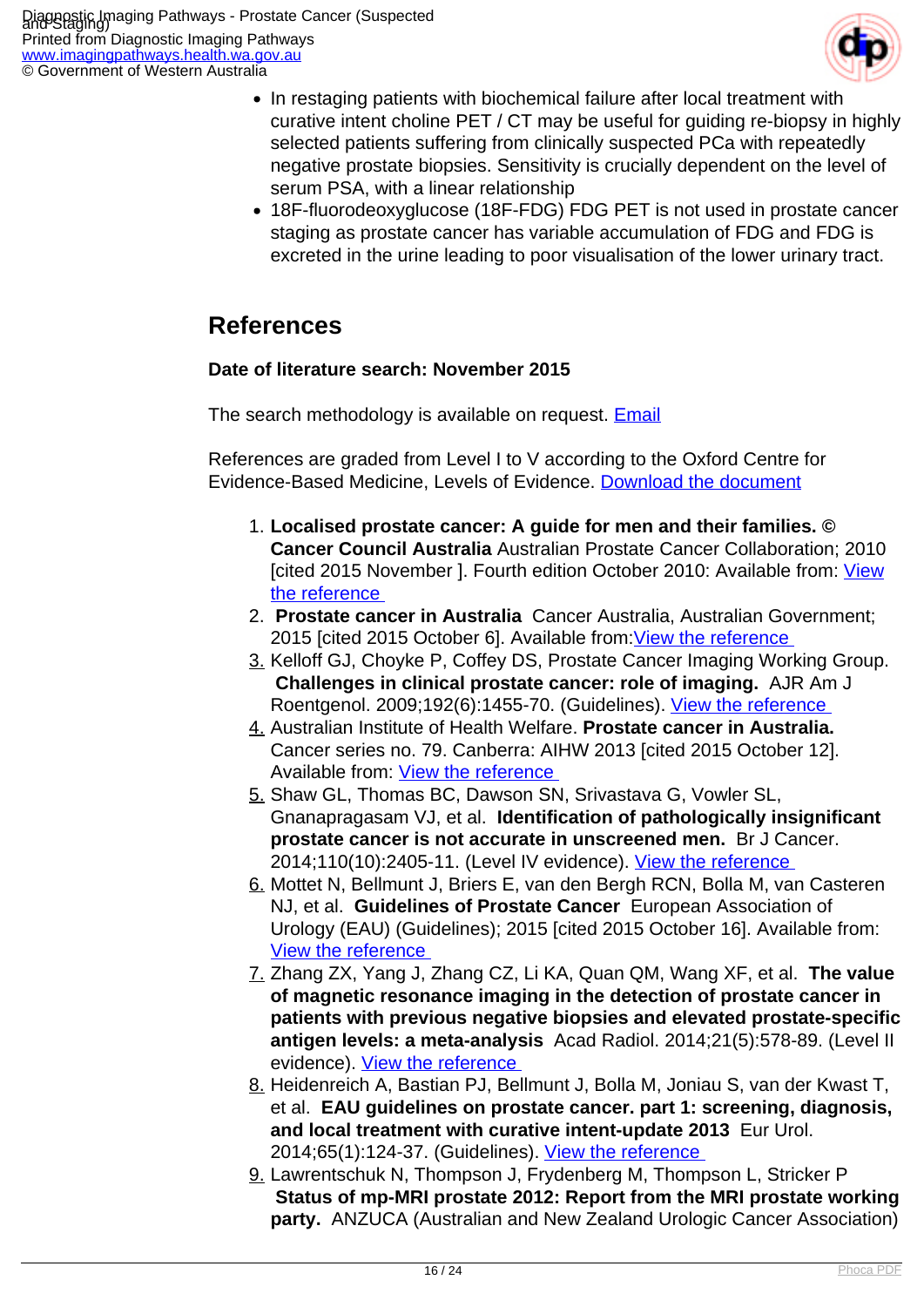- In restaging patients with biochemical failure after local treatment with curative intent choline PET / CT may be useful for guiding re-biopsy in highly selected patients suffering from clinically suspected PCa with repeatedly negative prostate biopsies. Sensitivity is crucially dependent on the level of serum PSA, with a linear relationship
- 18F-fluorodeoxyglucose (18F-FDG) FDG PET is not used in prostate cancer staging as prostate cancer has variable accumulation of FDG and FDG is excreted in the urine leading to poor visualisation of the lower urinary tract.

## References

**Date of literature search: November 2015**

The search methodology is available on request. Email

References are graded from Level I to V according to the Oxford Centre for Evidence-Based Medicine, Levels of Evidence. Download the document

1. **Localised prostate cancer: A guide for men and their families. © Cancer Council Australia** Australian Prostate Cancer Collaboration; 2010 [cited 2015 November ]. Fourth edition October 2010: Available from: View the reference
2. **Prostate cancer in Australia** Cancer Australia, Australian Government; 2015 [cited 2015 October 6]. Available from:View the reference
3. Kelloff GJ, Choyke P, Coffey DS, Prostate Cancer Imaging Working Group. **Challenges in clinical prostate cancer: role of imaging.** AJR Am J Roentgenol. 2009;192(6):1455-70. (Guidelines). View the reference
4. Australian Institute of Health Welfare. **Prostate cancer in Australia.** Cancer series no. 79. Canberra: AIHW 2013 [cited 2015 October 12]. Available from: View the reference
5. Shaw GL, Thomas BC, Dawson SN, Srivastava G, Vowler SL, Gnanapragasam VJ, et al. **Identification of pathologically insignificant prostate cancer is not accurate in unscreened men.** Br J Cancer. 2014;110(10):2405-11. (Level IV evidence). View the reference
6. Mottet N, Bellmunt J, Briers E, van den Bergh RCN, Bolla M, van Casteren NJ, et al. **Guidelines of Prostate Cancer** European Association of Urology (EAU) (Guidelines); 2015 [cited 2015 October 16]. Available from: View the reference
7. Zhang ZX, Yang J, Zhang CZ, Li KA, Quan QM, Wang XF, et al. **The value of magnetic resonance imaging in the detection of prostate cancer in patients with previous negative biopsies and elevated prostate-specific antigen levels: a meta-analysis** Acad Radiol. 2014;21(5):578-89. (Level II evidence). View the reference
8. Heidenreich A, Bastian PJ, Bellmunt J, Bolla M, Joniau S, van der Kwast T, et al. **EAU guidelines on prostate cancer. part 1: screening, diagnosis, and local treatment with curative intent-update 2013** Eur Urol. 2014;65(1):124-37. (Guidelines). View the reference
9. Lawrentschuk N, Thompson J, Frydenberg M, Thompson L, Stricker P **Status of mp-MRI prostate 2012: Report from the MRI prostate working party.** ANZUCA (Australian and New Zealand Urologic Cancer Association)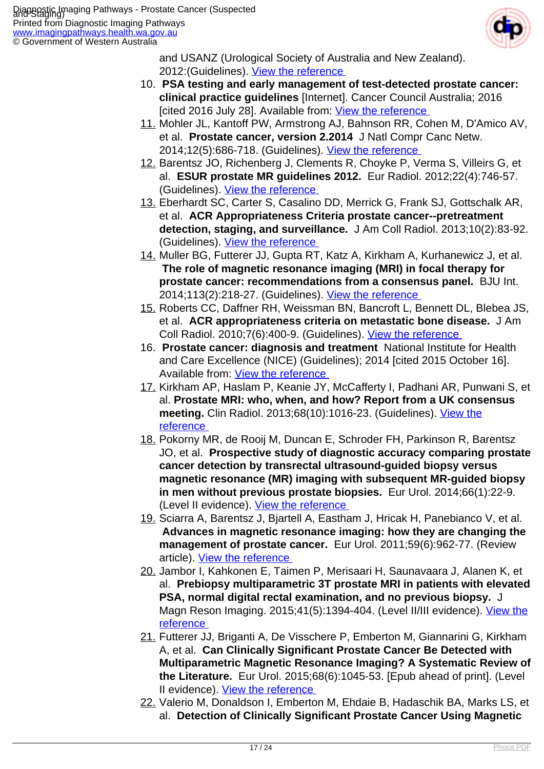and USANZ (Urological Society of Australia and New Zealand). 2012:(Guidelines). View the reference

10. **PSA testing and early management of test-detected prostate cancer: clinical practice guidelines** [Internet]. Cancer Council Australia; 2016 [cited 2016 July 28]. Available from: View the reference
11. Mohler JL, Kantoff PW, Armstrong AJ, Bahnson RR, Cohen M, D'Amico AV, et al. **Prostate cancer, version 2.2014** J Natl Compr Canc Netw. 2014;12(5):686-718. (Guidelines). View the reference
12. Barentsz JO, Richenberg J, Clements R, Choyke P, Verma S, Villeirs G, et al. **ESUR prostate MR guidelines 2012.** Eur Radiol. 2012;22(4):746-57. (Guidelines). View the reference
13. Eberhardt SC, Carter S, Casalino DD, Merrick G, Frank SJ, Gottschalk AR, et al. **ACR Appropriateness Criteria prostate cancer--pretreatment detection, staging, and surveillance.** J Am Coll Radiol. 2013;10(2):83-92. (Guidelines). View the reference
14. Muller BG, Futterer JJ, Gupta RT, Katz A, Kirkham A, Kurhanewicz J, et al. **The role of magnetic resonance imaging (MRI) in focal therapy for prostate cancer: recommendations from a consensus panel.** BJU Int. 2014;113(2):218-27. (Guidelines). View the reference
15. Roberts CC, Daffner RH, Weissman BN, Bancroft L, Bennett DL, Blebea JS, et al. **ACR appropriateness criteria on metastatic bone disease.** J Am Coll Radiol. 2010;7(6):400-9. (Guidelines). View the reference
16. **Prostate cancer: diagnosis and treatment** National Institute for Health and Care Excellence (NICE) (Guidelines); 2014 [cited 2015 October 16]. Available from: View the reference
17. Kirkham AP, Haslam P, Keanie JY, McCafferty I, Padhani AR, Punwani S, et al. **Prostate MRI: who, when, and how? Report from a UK consensus meeting.** Clin Radiol. 2013;68(10):1016-23. (Guidelines). View the reference
18. Pokorny MR, de Rooij M, Duncan E, Schroder FH, Parkinson R, Barentsz JO, et al. **Prospective study of diagnostic accuracy comparing prostate cancer detection by transrectal ultrasound-guided biopsy versus magnetic resonance (MR) imaging with subsequent MR-guided biopsy in men without previous prostate biopsies.** Eur Urol. 2014;66(1):22-9. (Level II evidence). View the reference
19. Sciarra A, Barentsz J, Bjartell A, Eastham J, Hricak H, Panebianco V, et al. **Advances in magnetic resonance imaging: how they are changing the management of prostate cancer.** Eur Urol. 2011;59(6):962-77. (Review article). View the reference
20. Jambor I, Kahkonen E, Taimen P, Merisaari H, Saunavaara J, Alanen K, et al. **Prebiopsy multiparametric 3T prostate MRI in patients with elevated PSA, normal digital rectal examination, and no previous biopsy.** J Magn Reson Imaging. 2015;41(5):1394-404. (Level II/III evidence). View the reference
21. Futterer JJ, Briganti A, De Visschere P, Emberton M, Giannarini G, Kirkham A, et al. **Can Clinically Significant Prostate Cancer Be Detected with Multiparametric Magnetic Resonance Imaging? A Systematic Review of the Literature.** Eur Urol. 2015;68(6):1045-53. [Epub ahead of print]. (Level II evidence). View the reference
22. Valerio M, Donaldson I, Emberton M, Ehdaie B, Hadaschik BA, Marks LS, et al. **Detection of Clinically Significant Prostate Cancer Using Magnetic**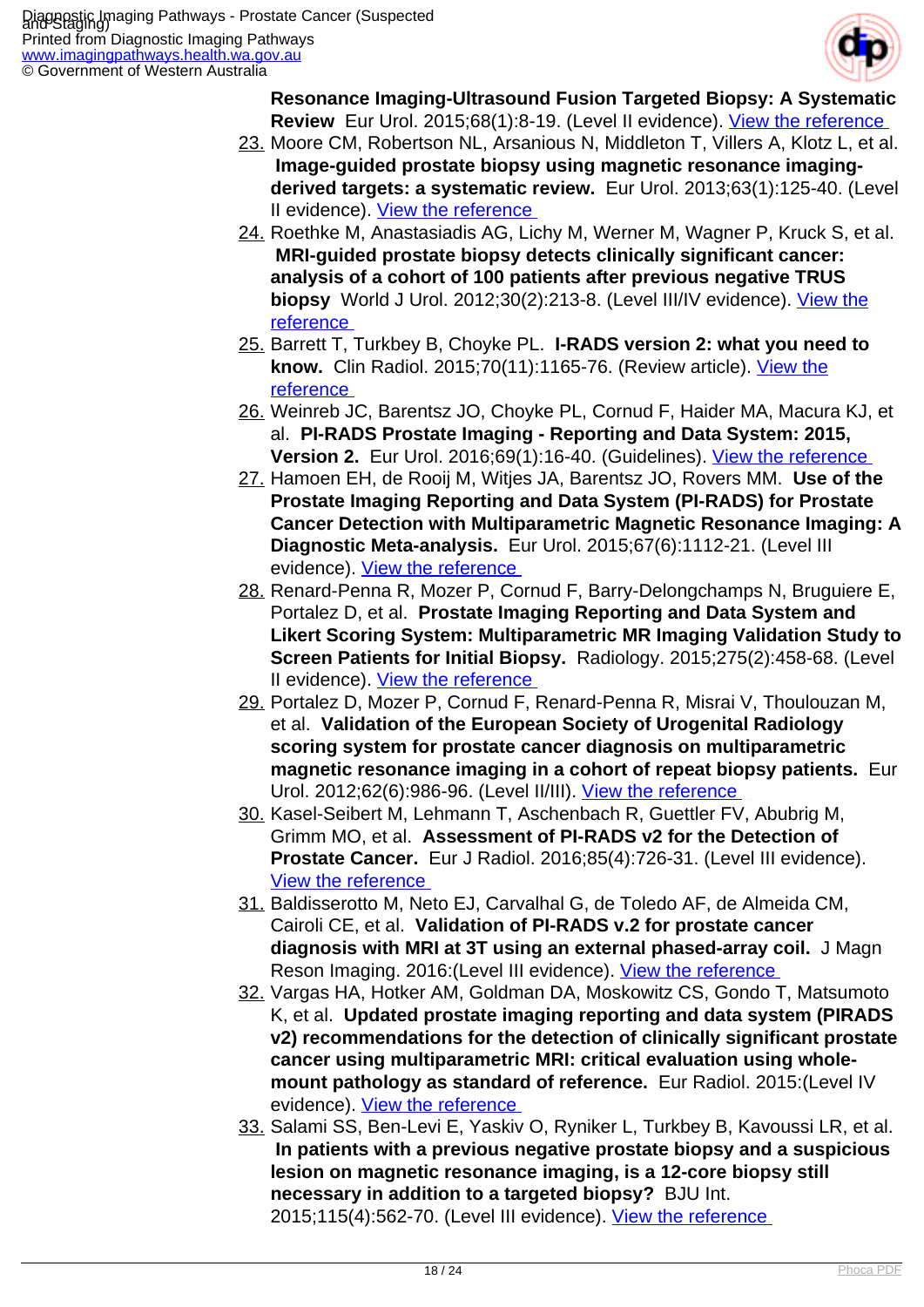**Resonance Imaging-Ultrasound Fusion Targeted Biopsy: A Systematic Review** Eur Urol. 2015;68(1):8-19. (Level II evidence). View the reference

23. Moore CM, Robertson NL, Arsanious N, Middleton T, Villers A, Klotz L, et al. **Image-guided prostate biopsy using magnetic resonance imaging-derived targets: a systematic review.** Eur Urol. 2013;63(1):125-40. (Level II evidence). View the reference
24. Roethke M, Anastasiadis AG, Lichy M, Werner M, Wagner P, Kruck S, et al. **MRI-guided prostate biopsy detects clinically significant cancer: analysis of a cohort of 100 patients after previous negative TRUS biopsy** World J Urol. 2012;30(2):213-8. (Level III/IV evidence). View the reference
25. Barrett T, Turkbey B, Choyke PL. **I-RADS version 2: what you need to know.** Clin Radiol. 2015;70(11):1165-76. (Review article). View the reference
26. Weinreb JC, Barentsz JO, Choyke PL, Cornud F, Haider MA, Macura KJ, et al. **PI-RADS Prostate Imaging - Reporting and Data System: 2015, Version 2.** Eur Urol. 2016;69(1):16-40. (Guidelines). View the reference
27. Hamoen EH, de Rooij M, Witjes JA, Barentsz JO, Rovers MM. **Use of the Prostate Imaging Reporting and Data System (PI-RADS) for Prostate Cancer Detection with Multiparametric Magnetic Resonance Imaging: A Diagnostic Meta-analysis.** Eur Urol. 2015;67(6):1112-21. (Level III evidence). View the reference
28. Renard-Penna R, Mozer P, Cornud F, Barry-Delongchamps N, Bruguiere E, Portalez D, et al. **Prostate Imaging Reporting and Data System and Likert Scoring System: Multiparametric MR Imaging Validation Study to Screen Patients for Initial Biopsy.** Radiology. 2015;275(2):458-68. (Level II evidence). View the reference
29. Portalez D, Mozer P, Cornud F, Renard-Penna R, Misrai V, Thoulouzan M, et al. **Validation of the European Society of Urogenital Radiology scoring system for prostate cancer diagnosis on multiparametric magnetic resonance imaging in a cohort of repeat biopsy patients.** Eur Urol. 2012;62(6):986-96. (Level II/III). View the reference
30. Kasel-Seibert M, Lehmann T, Aschenbach R, Guettler FV, Abubrig M, Grimm MO, et al. **Assessment of PI-RADS v2 for the Detection of Prostate Cancer.** Eur J Radiol. 2016;85(4):726-31. (Level III evidence). View the reference
31. Baldisserotto M, Neto EJ, Carvalhal G, de Toledo AF, de Almeida CM, Cairoli CE, et al. **Validation of PI-RADS v.2 for prostate cancer diagnosis with MRI at 3T using an external phased-array coil.** J Magn Reson Imaging. 2016:(Level III evidence). View the reference
32. Vargas HA, Hotker AM, Goldman DA, Moskowitz CS, Gondo T, Matsumoto K, et al. **Updated prostate imaging reporting and data system (PIRADS v2) recommendations for the detection of clinically significant prostate cancer using multiparametric MRI: critical evaluation using whole-mount pathology as standard of reference.** Eur Radiol. 2015:(Level IV evidence). View the reference
33. Salami SS, Ben-Levi E, Yaskiv O, Ryniker L, Turkbey B, Kavoussi LR, et al. **In patients with a previous negative prostate biopsy and a suspicious lesion on magnetic resonance imaging, is a 12-core biopsy still necessary in addition to a targeted biopsy?** BJU Int. 2015;115(4):562-70. (Level III evidence). View the reference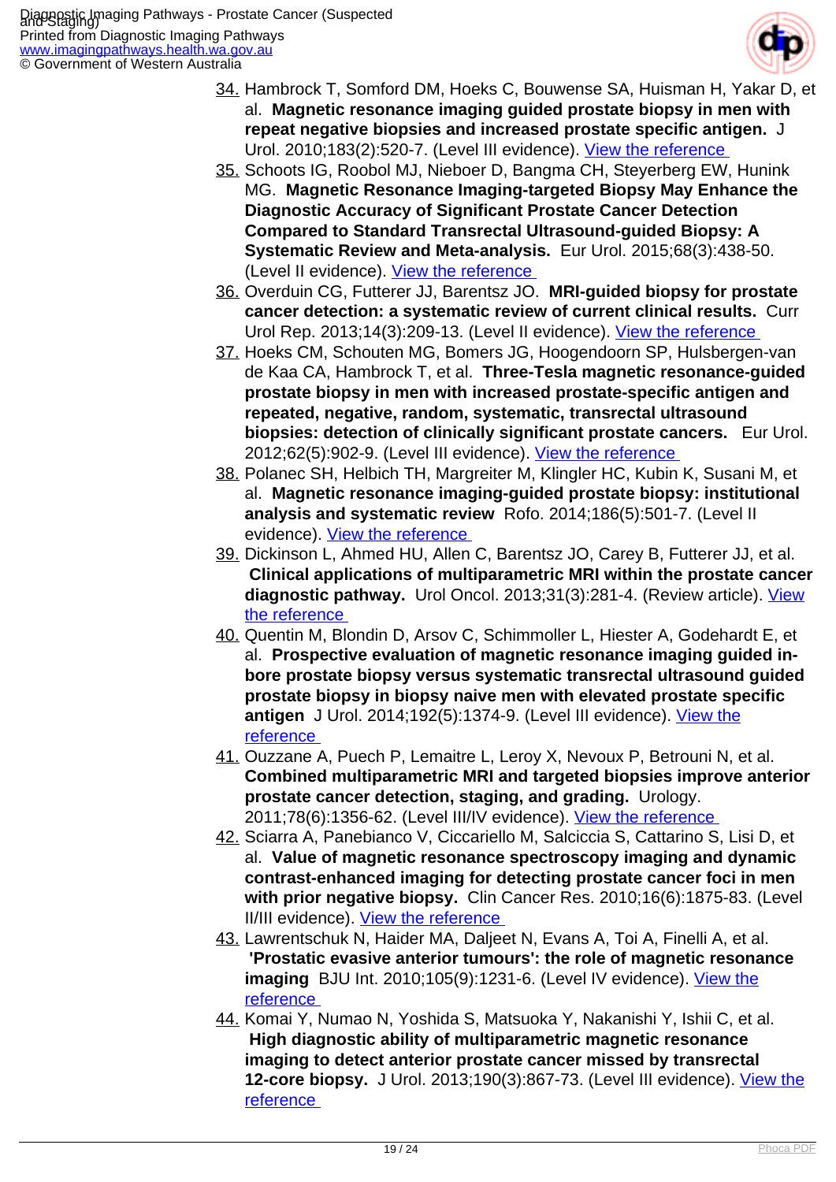34. Hambrock T, Somford DM, Hoeks C, Bouwense SA, Huisman H, Yakar D, et al. **Magnetic resonance imaging guided prostate biopsy in men with repeat negative biopsies and increased prostate specific antigen.** J Urol. 2010;183(2):520-7. (Level III evidence). [View the reference]
35. Schoots IG, Roobol MJ, Nieboer D, Bangma CH, Steyerberg EW, Hunink MG. **Magnetic Resonance Imaging-targeted Biopsy May Enhance the Diagnostic Accuracy of Significant Prostate Cancer Detection Compared to Standard Transrectal Ultrasound-guided Biopsy: A Systematic Review and Meta-analysis.** Eur Urol. 2015;68(3):438-50. (Level II evidence). [View the reference]
36. Overduin CG, Futterer JJ, Barentsz JO. **MRI-guided biopsy for prostate cancer detection: a systematic review of current clinical results.** Curr Urol Rep. 2013;14(3):209-13. (Level II evidence). [View the reference]
37. Hoeks CM, Schouten MG, Bomers JG, Hoogendoorn SP, Hulsbergen-van de Kaa CA, Hambrock T, et al. **Three-Tesla magnetic resonance-guided prostate biopsy in men with increased prostate-specific antigen and repeated, negative, random, systematic, transrectal ultrasound biopsies: detection of clinically significant prostate cancers.** Eur Urol. 2012;62(5):902-9. (Level III evidence). [View the reference]
38. Polanec SH, Helbich TH, Margreiter M, Klingler HC, Kubin K, Susani M, et al. **Magnetic resonance imaging-guided prostate biopsy: institutional analysis and systematic review** Rofo. 2014;186(5):501-7. (Level II evidence). [View the reference]
39. Dickinson L, Ahmed HU, Allen C, Barentsz JO, Carey B, Futterer JJ, et al. **Clinical applications of multiparametric MRI within the prostate cancer diagnostic pathway.** Urol Oncol. 2013;31(3):281-4. (Review article). [View the reference]
40. Quentin M, Blondin D, Arsov C, Schimmoller L, Hiester A, Godehardt E, et al. **Prospective evaluation of magnetic resonance imaging guided in-bore prostate biopsy versus systematic transrectal ultrasound guided prostate biopsy in biopsy naive men with elevated prostate specific antigen** J Urol. 2014;192(5):1374-9. (Level III evidence). [View the reference]
41. Ouzzane A, Puech P, Lemaitre L, Leroy X, Nevoux P, Betrouni N, et al. **Combined multiparametric MRI and targeted biopsies improve anterior prostate cancer detection, staging, and grading.** Urology. 2011;78(6):1356-62. (Level III/IV evidence). [View the reference]
42. Sciarra A, Panebianco V, Ciccariello M, Salciccia S, Cattarino S, Lisi D, et al. **Value of magnetic resonance spectroscopy imaging and dynamic contrast-enhanced imaging for detecting prostate cancer foci in men with prior negative biopsy.** Clin Cancer Res. 2010;16(6):1875-83. (Level II/III evidence). [View the reference]
43. Lawrentschuk N, Haider MA, Daljeet N, Evans A, Toi A, Finelli A, et al. **'Prostatic evasive anterior tumours': the role of magnetic resonance imaging** BJU Int. 2010;105(9):1231-6. (Level IV evidence). [View the reference]
44. Komai Y, Numao N, Yoshida S, Matsuoka Y, Nakanishi Y, Ishii C, et al. **High diagnostic ability of multiparametric magnetic resonance imaging to detect anterior prostate cancer missed by transrectal 12-core biopsy.** J Urol. 2013;190(3):867-73. (Level III evidence). [View the reference]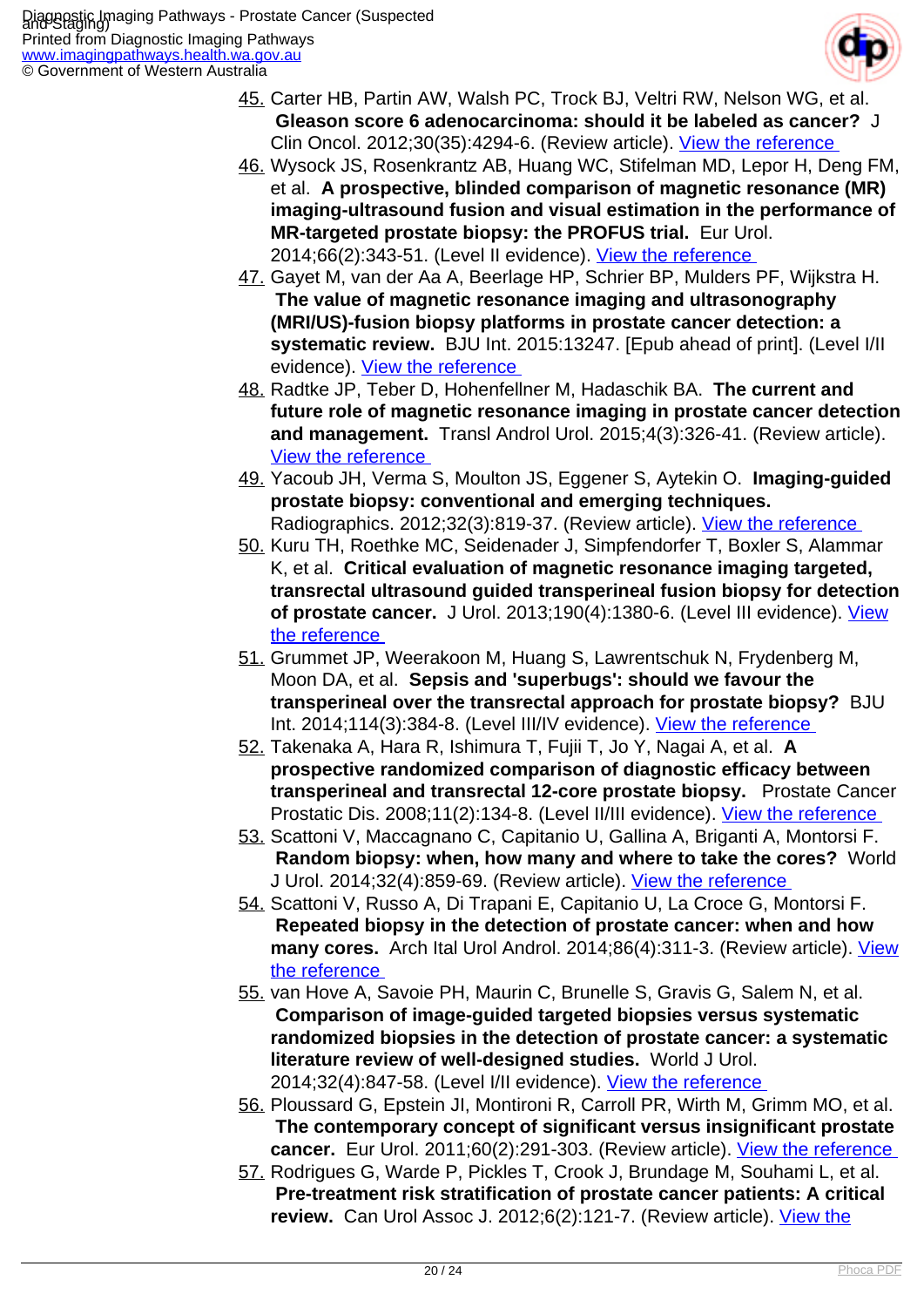45. Carter HB, Partin AW, Walsh PC, Trock BJ, Veltri RW, Nelson WG, et al. **Gleason score 6 adenocarcinoma: should it be labeled as cancer?** J Clin Oncol. 2012;30(35):4294-6. (Review article). View the reference
46. Wysock JS, Rosenkrantz AB, Huang WC, Stifelman MD, Lepor H, Deng FM, et al. **A prospective, blinded comparison of magnetic resonance (MR) imaging-ultrasound fusion and visual estimation in the performance of MR-targeted prostate biopsy: the PROFUS trial.** Eur Urol. 2014;66(2):343-51. (Level II evidence). View the reference
47. Gayet M, van der Aa A, Beerlage HP, Schrier BP, Mulders PF, Wijkstra H. **The value of magnetic resonance imaging and ultrasonography (MRI/US)-fusion biopsy platforms in prostate cancer detection: a systematic review.** BJU Int. 2015:13247. [Epub ahead of print]. (Level I/II evidence). View the reference
48. Radtke JP, Teber D, Hohenfellner M, Hadaschik BA. **The current and future role of magnetic resonance imaging in prostate cancer detection and management.** Transl Androl Urol. 2015;4(3):326-41. (Review article). View the reference
49. Yacoub JH, Verma S, Moulton JS, Eggener S, Aytekin O. **Imaging-guided prostate biopsy: conventional and emerging techniques.** Radiographics. 2012;32(3):819-37. (Review article). View the reference
50. Kuru TH, Roethke MC, Seidenader J, Simpfendorfer T, Boxler S, Alammar K, et al. **Critical evaluation of magnetic resonance imaging targeted, transrectal ultrasound guided transperineal fusion biopsy for detection of prostate cancer.** J Urol. 2013;190(4):1380-6. (Level III evidence). View the reference
51. Grummet JP, Weerakoon M, Huang S, Lawrentschuk N, Frydenberg M, Moon DA, et al. **Sepsis and 'superbugs': should we favour the transperineal over the transrectal approach for prostate biopsy?** BJU Int. 2014;114(3):384-8. (Level III/IV evidence). View the reference
52. Takenaka A, Hara R, Ishimura T, Fujii T, Jo Y, Nagai A, et al. **A prospective randomized comparison of diagnostic efficacy between transperineal and transrectal 12-core prostate biopsy.** Prostate Cancer Prostatic Dis. 2008;11(2):134-8. (Level II/III evidence). View the reference
53. Scattoni V, Maccagnano C, Capitanio U, Gallina A, Briganti A, Montorsi F. **Random biopsy: when, how many and where to take the cores?** World J Urol. 2014;32(4):859-69. (Review article). View the reference
54. Scattoni V, Russo A, Di Trapani E, Capitanio U, La Croce G, Montorsi F. **Repeated biopsy in the detection of prostate cancer: when and how many cores.** Arch Ital Urol Androl. 2014;86(4):311-3. (Review article). View the reference
55. van Hove A, Savoie PH, Maurin C, Brunelle S, Gravis G, Salem N, et al. **Comparison of image-guided targeted biopsies versus systematic randomized biopsies in the detection of prostate cancer: a systematic literature review of well-designed studies.** World J Urol. 2014;32(4):847-58. (Level I/II evidence). View the reference
56. Ploussard G, Epstein JI, Montironi R, Carroll PR, Wirth M, Grimm MO, et al. **The contemporary concept of significant versus insignificant prostate cancer.** Eur Urol. 2011;60(2):291-303. (Review article). View the reference
57. Rodrigues G, Warde P, Pickles T, Crook J, Brundage M, Souhami L, et al. **Pre-treatment risk stratification of prostate cancer patients: A critical review.** Can Urol Assoc J. 2012;6(2):121-7. (Review article). View the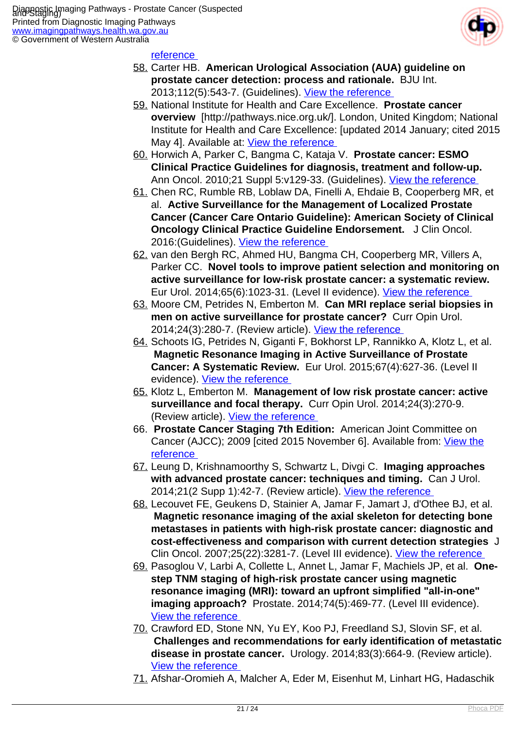reference

58. Carter HB. **American Urological Association (AUA) guideline on prostate cancer detection: process and rationale.** BJU Int. 2013;112(5):543-7. (Guidelines). View the reference
59. National Institute for Health and Care Excellence. **Prostate cancer overview** [http://pathways.nice.org.uk/]. London, United Kingdom; National Institute for Health and Care Excellence: [updated 2014 January; cited 2015 May 4]. Available at: View the reference
60. Horwich A, Parker C, Bangma C, Kataja V. **Prostate cancer: ESMO Clinical Practice Guidelines for diagnosis, treatment and follow-up.** Ann Oncol. 2010;21 Suppl 5:v129-33. (Guidelines). View the reference
61. Chen RC, Rumble RB, Loblaw DA, Finelli A, Ehdaie B, Cooperberg MR, et al. **Active Surveillance for the Management of Localized Prostate Cancer (Cancer Care Ontario Guideline): American Society of Clinical Oncology Clinical Practice Guideline Endorsement.** J Clin Oncol. 2016:(Guidelines). View the reference
62. van den Bergh RC, Ahmed HU, Bangma CH, Cooperberg MR, Villers A, Parker CC. **Novel tools to improve patient selection and monitoring on active surveillance for low-risk prostate cancer: a systematic review.** Eur Urol. 2014;65(6):1023-31. (Level II evidence). View the reference
63. Moore CM, Petrides N, Emberton M. **Can MRI replace serial biopsies in men on active surveillance for prostate cancer?** Curr Opin Urol. 2014;24(3):280-7. (Review article). View the reference
64. Schoots IG, Petrides N, Giganti F, Bokhorst LP, Rannikko A, Klotz L, et al. **Magnetic Resonance Imaging in Active Surveillance of Prostate Cancer: A Systematic Review.** Eur Urol. 2015;67(4):627-36. (Level II evidence). View the reference
65. Klotz L, Emberton M. **Management of low risk prostate cancer: active surveillance and focal therapy.** Curr Opin Urol. 2014;24(3):270-9. (Review article). View the reference
66. **Prostate Cancer Staging 7th Edition:** American Joint Committee on Cancer (AJCC); 2009 [cited 2015 November 6]. Available from: View the reference
67. Leung D, Krishnamoorthy S, Schwartz L, Divgi C. **Imaging approaches with advanced prostate cancer: techniques and timing.** Can J Urol. 2014;21(2 Supp 1):42-7. (Review article). View the reference
68. Lecouvet FE, Geukens D, Stainier A, Jamar F, Jamart J, d'Othee BJ, et al. **Magnetic resonance imaging of the axial skeleton for detecting bone metastases in patients with high-risk prostate cancer: diagnostic and cost-effectiveness and comparison with current detection strategies** J Clin Oncol. 2007;25(22):3281-7. (Level III evidence). View the reference
69. Pasoglou V, Larbi A, Collette L, Annet L, Jamar F, Machiels JP, et al. **One-step TNM staging of high-risk prostate cancer using magnetic resonance imaging (MRI): toward an upfront simplified "all-in-one" imaging approach?** Prostate. 2014;74(5):469-77. (Level III evidence). View the reference
70. Crawford ED, Stone NN, Yu EY, Koo PJ, Freedland SJ, Slovin SF, et al. **Challenges and recommendations for early identification of metastatic disease in prostate cancer.** Urology. 2014;83(3):664-9. (Review article). View the reference
71. Afshar-Oromieh A, Malcher A, Eder M, Eisenhut M, Linhart HG, Hadaschik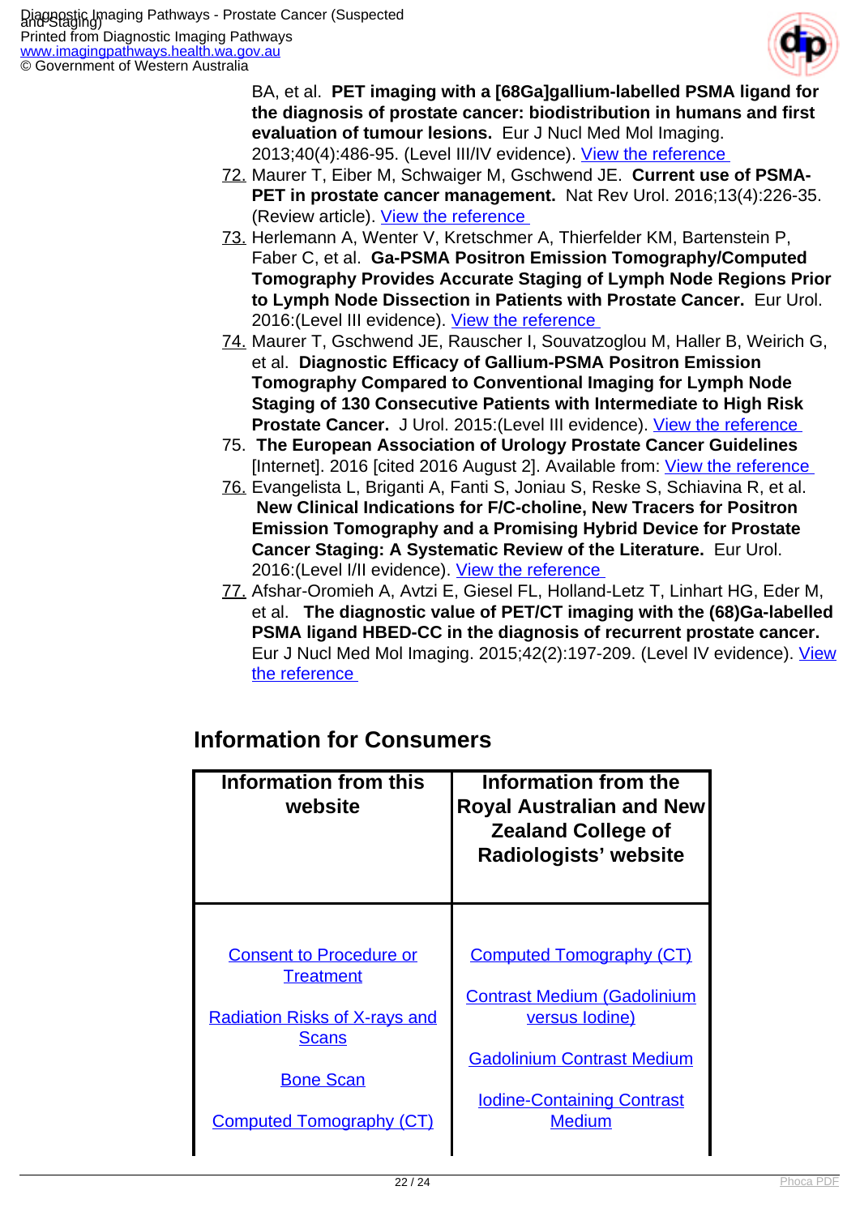BA, et al. **PET imaging with a [68Ga]gallium-labelled PSMA ligand for the diagnosis of prostate cancer: biodistribution in humans and first evaluation of tumour lesions.** Eur J Nucl Med Mol Imaging. 2013;40(4):486-95. (Level III/IV evidence). View the reference

72. Maurer T, Eiber M, Schwaiger M, Gschwend JE. **Current use of PSMA-PET in prostate cancer management.** Nat Rev Urol. 2016;13(4):226-35. (Review article). View the reference
73. Herlemann A, Wenter V, Kretschmer A, Thierfelder KM, Bartenstein P, Faber C, et al. **Ga-PSMA Positron Emission Tomography/Computed Tomography Provides Accurate Staging of Lymph Node Regions Prior to Lymph Node Dissection in Patients with Prostate Cancer.** Eur Urol. 2016:(Level III evidence). View the reference
74. Maurer T, Gschwend JE, Rauscher I, Souvatzoglou M, Haller B, Weirich G, et al. **Diagnostic Efficacy of Gallium-PSMA Positron Emission Tomography Compared to Conventional Imaging for Lymph Node Staging of 130 Consecutive Patients with Intermediate to High Risk Prostate Cancer.** J Urol. 2015:(Level III evidence). View the reference
75. **The European Association of Urology Prostate Cancer Guidelines** [Internet]. 2016 [cited 2016 August 2]. Available from: View the reference
76. Evangelista L, Briganti A, Fanti S, Joniau S, Reske S, Schiavina R, et al. **New Clinical Indications for F/C-choline, New Tracers for Positron Emission Tomography and a Promising Hybrid Device for Prostate Cancer Staging: A Systematic Review of the Literature.** Eur Urol. 2016:(Level I/II evidence). View the reference
77. Afshar-Oromieh A, Avtzi E, Giesel FL, Holland-Letz T, Linhart HG, Eder M, et al. **The diagnostic value of PET/CT imaging with the (68)Ga-labelled PSMA ligand HBED-CC in the diagnosis of recurrent prostate cancer.** Eur J Nucl Med Mol Imaging. 2015;42(2):197-209. (Level IV evidence). View the reference

## Information for Consumers

| Information from this website | Information from the Royal Australian and New Zealand College of Radiologists' website |
|---|---|
| Consent to Procedure or Treatment<br><br>Radiation Risks of X-rays and Scans<br><br>Bone Scan<br><br>Computed Tomography (CT) | Computed Tomography (CT)<br><br>Contrast Medium (Gadolinium versus Iodine)<br><br>Gadolinium Contrast Medium<br><br>Iodine-Containing Contrast Medium |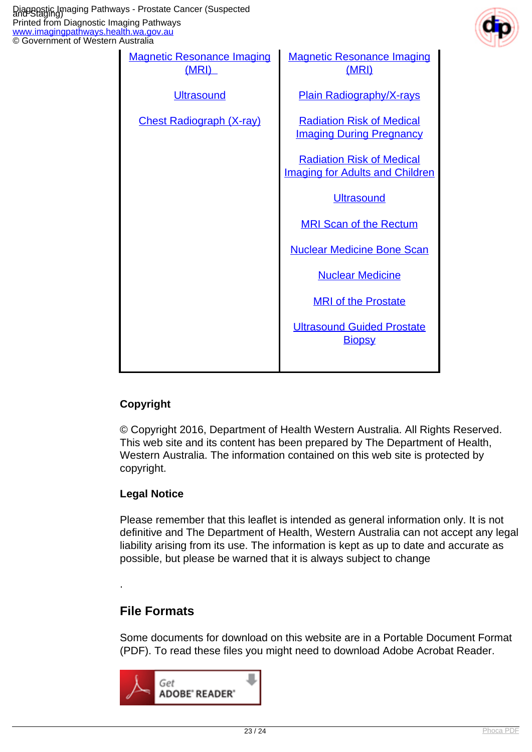| Magnetic Resonance Imaging (MRI) | Magnetic Resonance Imaging (MRI) |
|---|---|
| Ultrasound | Plain Radiography/X-rays |
| Chest Radiograph (X-ray) | Radiation Risk of Medical Imaging During Pregnancy |
| | Radiation Risk of Medical Imaging for Adults and Children |
| | Ultrasound |
| | MRI Scan of the Rectum |
| | Nuclear Medicine Bone Scan |
| | Nuclear Medicine |
| | MRI of the Prostate |
| | Ultrasound Guided Prostate Biopsy |

**Copyright**

© Copyright 2016, Department of Health Western Australia. All Rights Reserved. This web site and its content has been prepared by The Department of Health, Western Australia. The information contained on this web site is protected by copyright.

**Legal Notice**

Please remember that this leaflet is intended as general information only. It is not definitive and The Department of Health, Western Australia can not accept any legal liability arising from its use. The information is kept as up to date and accurate as possible, but please be warned that it is always subject to change

.

## File Formats

Some documents for download on this website are in a Portable Document Format (PDF). To read these files you might need to download Adobe Acrobat Reader.

Get ADOBE® READER®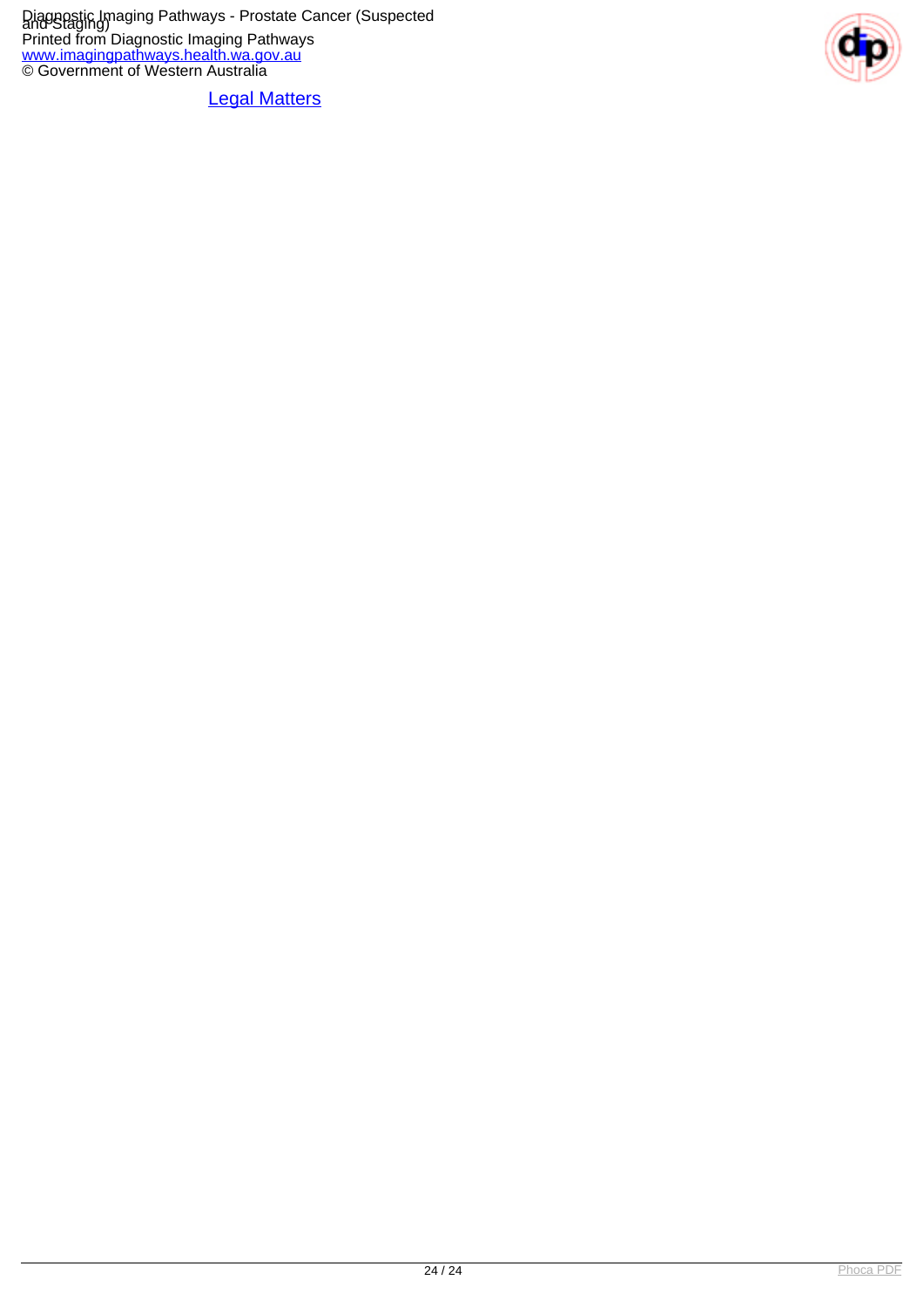[Legal Matters]